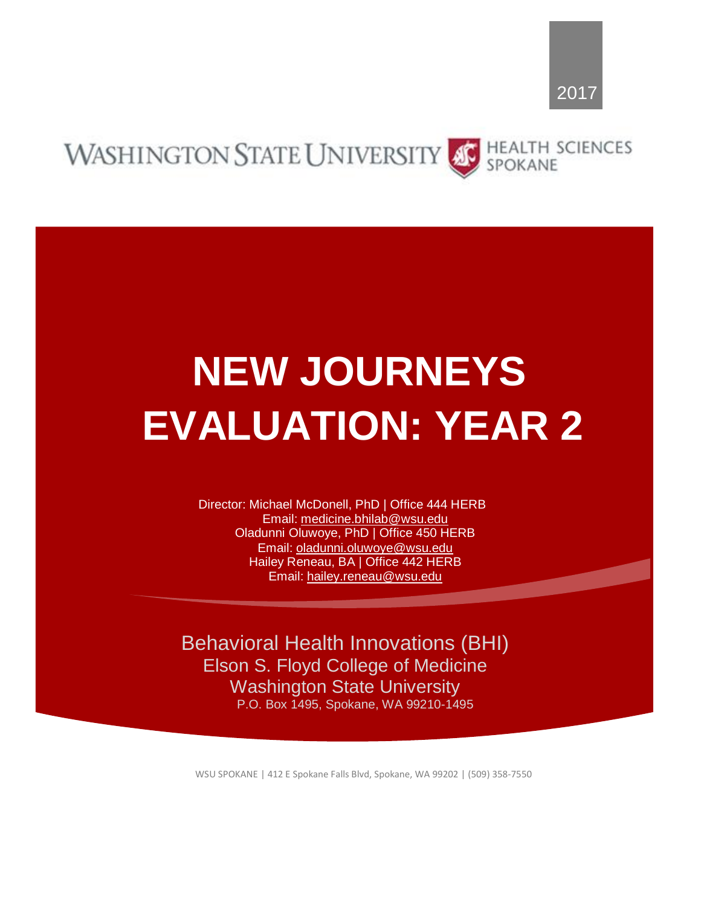2017

WASHINGTON STATE UNIVERSITY HEALTH SCIENCES SPOKANE

# NEW JOURNEYS EVALUATION: YEAR 2

Director: Michael McDonell, PhD | Office 444 HERB
Email: medicine.bhilab@wsu.edu
Oladunni Oluwoye, PhD | Office 450 HERB
Email: oladunni.oluwoye@wsu.edu
Hailey Reneau, BA | Office 442 HERB
Email: hailey.reneau@wsu.edu

Behavioral Health Innovations (BHI)
Elson S. Floyd College of Medicine
Washington State University
P.O. Box 1495, Spokane, WA 99210-1495

WSU SPOKANE | 412 E Spokane Falls Blvd, Spokane, WA 99202 | (509) 358-7550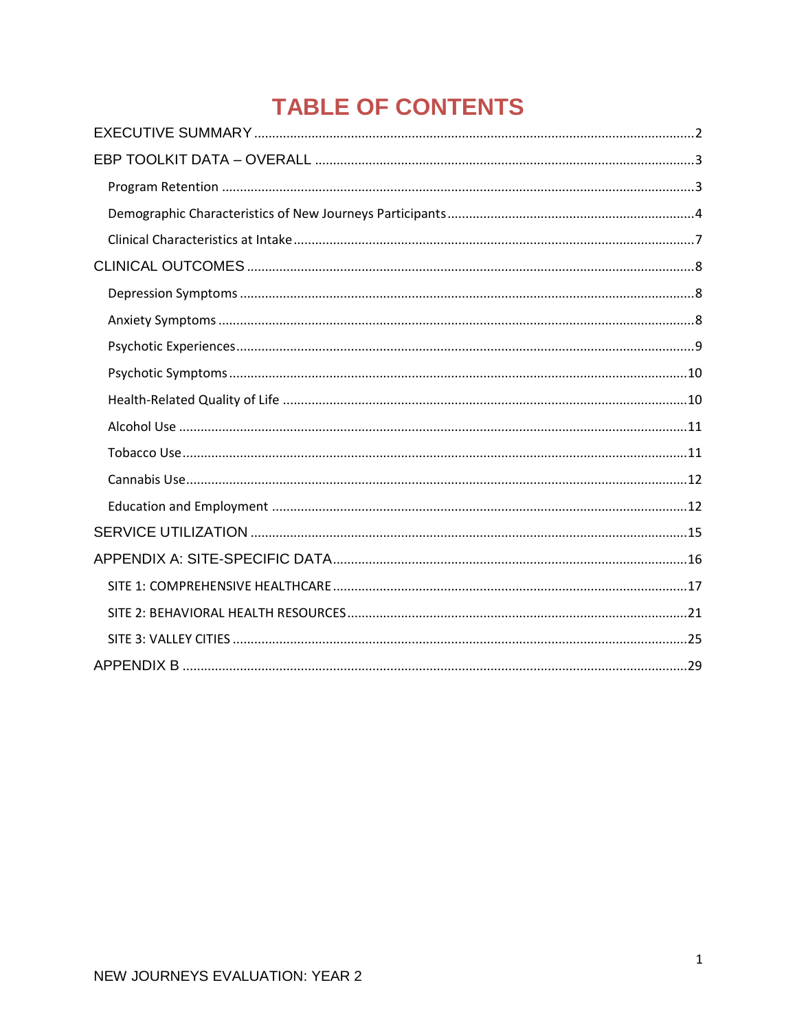# TABLE OF CONTENTS

EXECUTIVE SUMMARY ............................................................ 2

EBP TOOLKIT DATA – OVERALL ............................................................ 3

- Program Retention ............................................................ 3
- Demographic Characteristics of New Journeys Participants ............................................................ 4
- Clinical Characteristics at Intake ............................................................ 7

CLINICAL OUTCOMES ............................................................ 8

- Depression Symptoms ............................................................ 8
- Anxiety Symptoms ............................................................ 8
- Psychotic Experiences ............................................................ 9
- Psychotic Symptoms ............................................................ 10
- Health-Related Quality of Life ............................................................ 10
- Alcohol Use ............................................................ 11
- Tobacco Use ............................................................ 11
- Cannabis Use ............................................................ 12
- Education and Employment ............................................................ 12

SERVICE UTILIZATION ............................................................ 15

APPENDIX A: SITE-SPECIFIC DATA ............................................................ 16

- SITE 1: COMPREHENSIVE HEALTHCARE ............................................................ 17
- SITE 2: BEHAVIORAL HEALTH RESOURCES ............................................................ 21
- SITE 3: VALLEY CITIES ............................................................ 25

APPENDIX B ............................................................ 29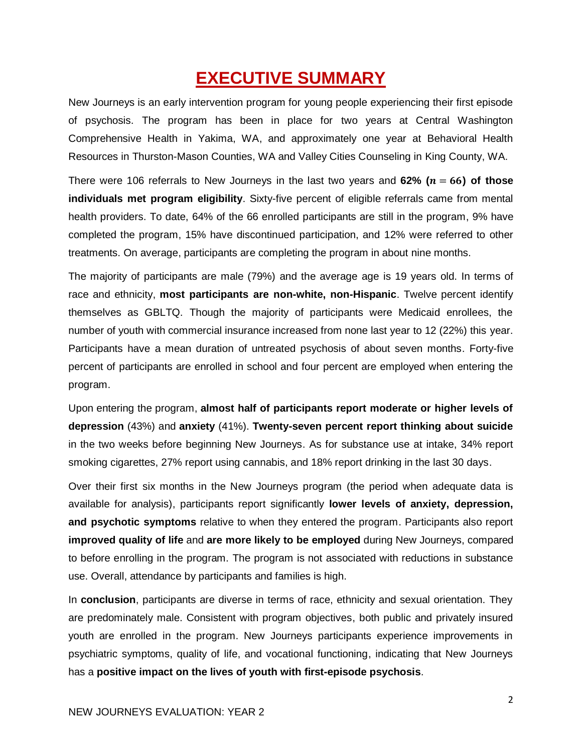# EXECUTIVE SUMMARY

New Journeys is an early intervention program for young people experiencing their first episode of psychosis. The program has been in place for two years at Central Washington Comprehensive Health in Yakima, WA, and approximately one year at Behavioral Health Resources in Thurston-Mason Counties, WA and Valley Cities Counseling in King County, WA.

There were 106 referrals to New Journeys in the last two years and **62% ($n = 66$) of those individuals met program eligibility**. Sixty-five percent of eligible referrals came from mental health providers. To date, 64% of the 66 enrolled participants are still in the program, 9% have completed the program, 15% have discontinued participation, and 12% were referred to other treatments. On average, participants are completing the program in about nine months.

The majority of participants are male (79%) and the average age is 19 years old. In terms of race and ethnicity, **most participants are non-white, non-Hispanic**. Twelve percent identify themselves as GBLTQ. Though the majority of participants were Medicaid enrollees, the number of youth with commercial insurance increased from none last year to 12 (22%) this year. Participants have a mean duration of untreated psychosis of about seven months. Forty-five percent of participants are enrolled in school and four percent are employed when entering the program.

Upon entering the program, **almost half of participants report moderate or higher levels of depression** (43%) and **anxiety** (41%). **Twenty-seven percent report thinking about suicide** in the two weeks before beginning New Journeys. As for substance use at intake, 34% report smoking cigarettes, 27% report using cannabis, and 18% report drinking in the last 30 days.

Over their first six months in the New Journeys program (the period when adequate data is available for analysis), participants report significantly **lower levels of anxiety, depression, and psychotic symptoms** relative to when they entered the program. Participants also report **improved quality of life** and **are more likely to be employed** during New Journeys, compared to before enrolling in the program. The program is not associated with reductions in substance use. Overall, attendance by participants and families is high.

In **conclusion**, participants are diverse in terms of race, ethnicity and sexual orientation. They are predominately male. Consistent with program objectives, both public and privately insured youth are enrolled in the program. New Journeys participants experience improvements in psychiatric symptoms, quality of life, and vocational functioning, indicating that New Journeys has a **positive impact on the lives of youth with first-episode psychosis**.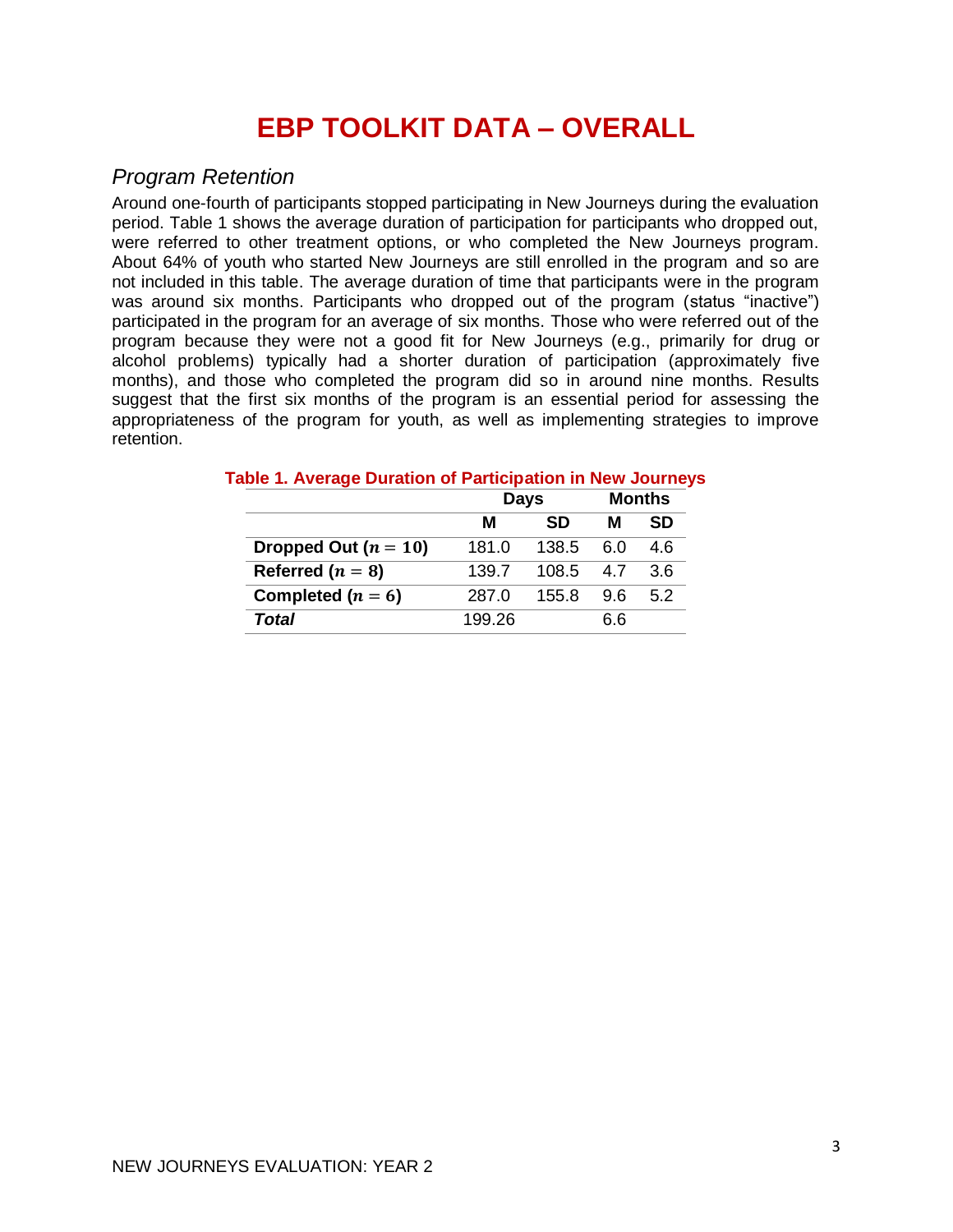# EBP TOOLKIT DATA – OVERALL

## *Program Retention*

Around one-fourth of participants stopped participating in New Journeys during the evaluation period. Table 1 shows the average duration of participation for participants who dropped out, were referred to other treatment options, or who completed the New Journeys program. About 64% of youth who started New Journeys are still enrolled in the program and so are not included in this table. The average duration of time that participants were in the program was around six months. Participants who dropped out of the program (status "inactive") participated in the program for an average of six months. Those who were referred out of the program because they were not a good fit for New Journeys (e.g., primarily for drug or alcohol problems) typically had a shorter duration of participation (approximately five months), and those who completed the program did so in around nine months. Results suggest that the first six months of the program is an essential period for assessing the appropriateness of the program for youth, as well as implementing strategies to improve retention.

**Table 1. Average Duration of Participation in New Journeys**

| | Days | | Months | |
|---|---|---|---|---|
| | **M** | **SD** | **M** | **SD** |
| **Dropped Out ($n = 10$)** | 181.0 | 138.5 | 6.0 | 4.6 |
| **Referred ($n = 8$)** | 139.7 | 108.5 | 4.7 | 3.6 |
| **Completed ($n = 6$)** | 287.0 | 155.8 | 9.6 | 5.2 |
| ***Total*** | 199.26 | | 6.6 | |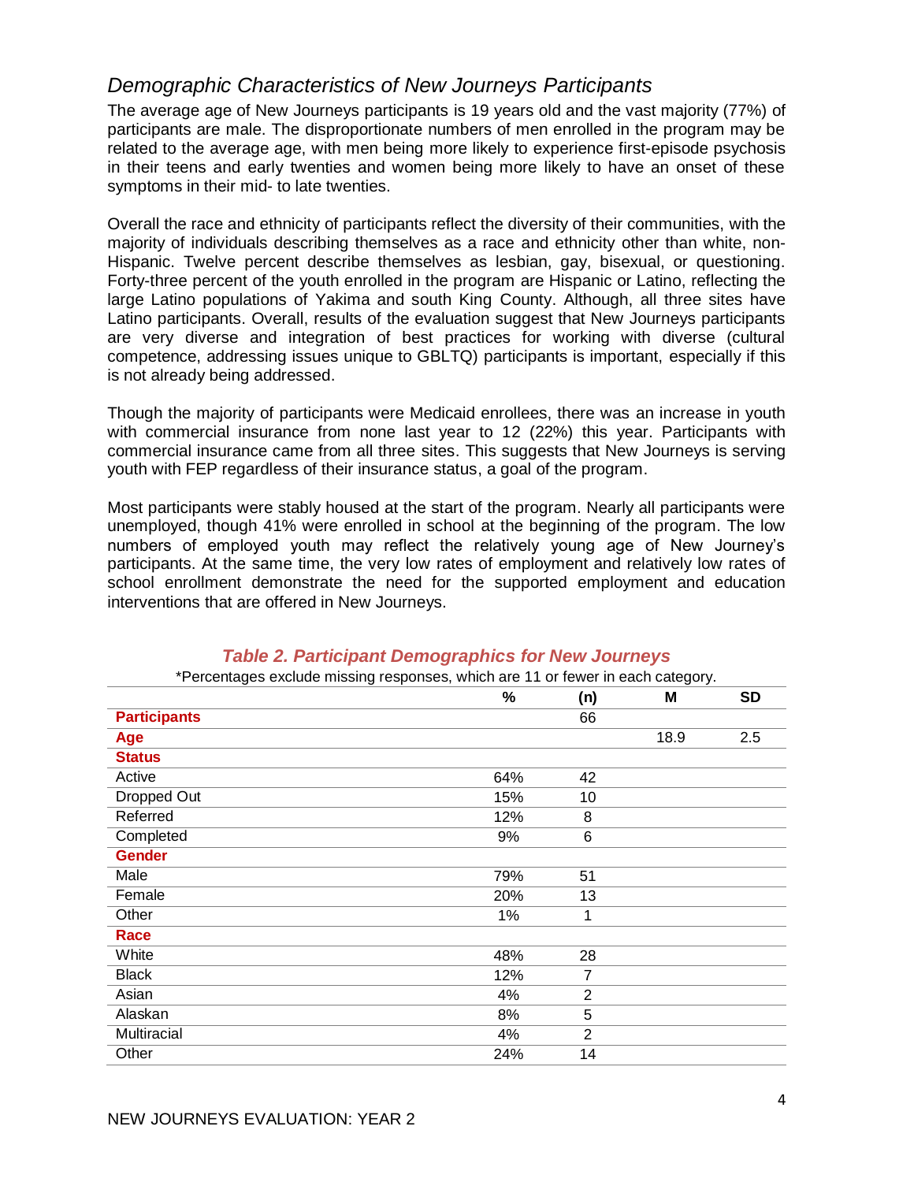## *Demographic Characteristics of New Journeys Participants*

The average age of New Journeys participants is 19 years old and the vast majority (77%) of participants are male. The disproportionate numbers of men enrolled in the program may be related to the average age, with men being more likely to experience first-episode psychosis in their teens and early twenties and women being more likely to have an onset of these symptoms in their mid- to late twenties.

Overall the race and ethnicity of participants reflect the diversity of their communities, with the majority of individuals describing themselves as a race and ethnicity other than white, non-Hispanic. Twelve percent describe themselves as lesbian, gay, bisexual, or questioning. Forty-three percent of the youth enrolled in the program are Hispanic or Latino, reflecting the large Latino populations of Yakima and south King County. Although, all three sites have Latino participants. Overall, results of the evaluation suggest that New Journeys participants are very diverse and integration of best practices for working with diverse (cultural competence, addressing issues unique to GBLTQ) participants is important, especially if this is not already being addressed.

Though the majority of participants were Medicaid enrollees, there was an increase in youth with commercial insurance from none last year to 12 (22%) this year. Participants with commercial insurance came from all three sites. This suggests that New Journeys is serving youth with FEP regardless of their insurance status, a goal of the program.

Most participants were stably housed at the start of the program. Nearly all participants were unemployed, though 41% were enrolled in school at the beginning of the program. The low numbers of employed youth may reflect the relatively young age of New Journey's participants. At the same time, the very low rates of employment and relatively low rates of school enrollment demonstrate the need for the supported employment and education interventions that are offered in New Journeys.

***Table 2. Participant Demographics for New Journeys***

*Percentages exclude missing responses, which are 11 or fewer in each category.

| | % | (n) | M | SD |
|---|---|---|---|---|
| **Participants** | | 66 | | |
| **Age** | | | 18.9 | 2.5 |
| **Status** | | | | |
| Active | 64% | 42 | | |
| Dropped Out | 15% | 10 | | |
| Referred | 12% | 8 | | |
| Completed | 9% | 6 | | |
| **Gender** | | | | |
| Male | 79% | 51 | | |
| Female | 20% | 13 | | |
| Other | 1% | 1 | | |
| **Race** | | | | |
| White | 48% | 28 | | |
| Black | 12% | 7 | | |
| Asian | 4% | 2 | | |
| Alaskan | 8% | 5 | | |
| Multiracial | 4% | 2 | | |
| Other | 24% | 14 | | |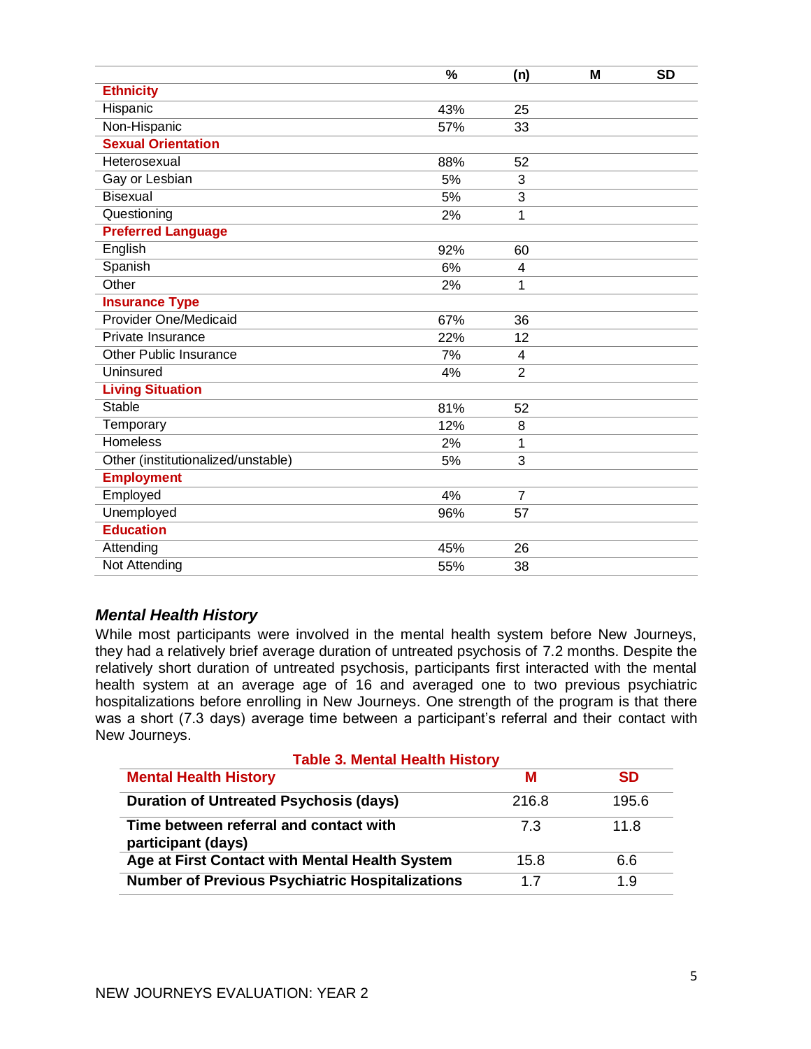| | % | (n) | M | SD |
|---|---|---|---|---|
| **Ethnicity** | | | | |
| Hispanic | 43% | 25 | | |
| Non-Hispanic | 57% | 33 | | |
| **Sexual Orientation** | | | | |
| Heterosexual | 88% | 52 | | |
| Gay or Lesbian | 5% | 3 | | |
| Bisexual | 5% | 3 | | |
| Questioning | 2% | 1 | | |
| **Preferred Language** | | | | |
| English | 92% | 60 | | |
| Spanish | 6% | 4 | | |
| Other | 2% | 1 | | |
| **Insurance Type** | | | | |
| Provider One/Medicaid | 67% | 36 | | |
| Private Insurance | 22% | 12 | | |
| Other Public Insurance | 7% | 4 | | |
| Uninsured | 4% | 2 | | |
| **Living Situation** | | | | |
| Stable | 81% | 52 | | |
| Temporary | 12% | 8 | | |
| Homeless | 2% | 1 | | |
| Other (institutionalized/unstable) | 5% | 3 | | |
| **Employment** | | | | |
| Employed | 4% | 7 | | |
| Unemployed | 96% | 57 | | |
| **Education** | | | | |
| Attending | 45% | 26 | | |
| Not Attending | 55% | 38 | | |

### *Mental Health History*

While most participants were involved in the mental health system before New Journeys, they had a relatively brief average duration of untreated psychosis of 7.2 months. Despite the relatively short duration of untreated psychosis, participants first interacted with the mental health system at an average age of 16 and averaged one to two previous psychiatric hospitalizations before enrolling in New Journeys. One strength of the program is that there was a short (7.3 days) average time between a participant's referral and their contact with New Journeys.

**Table 3. Mental Health History**

| Mental Health History | M | SD |
|---|---|---|
| **Duration of Untreated Psychosis (days)** | 216.8 | 195.6 |
| **Time between referral and contact with participant (days)** | 7.3 | 11.8 |
| **Age at First Contact with Mental Health System** | 15.8 | 6.6 |
| **Number of Previous Psychiatric Hospitalizations** | 1.7 | 1.9 |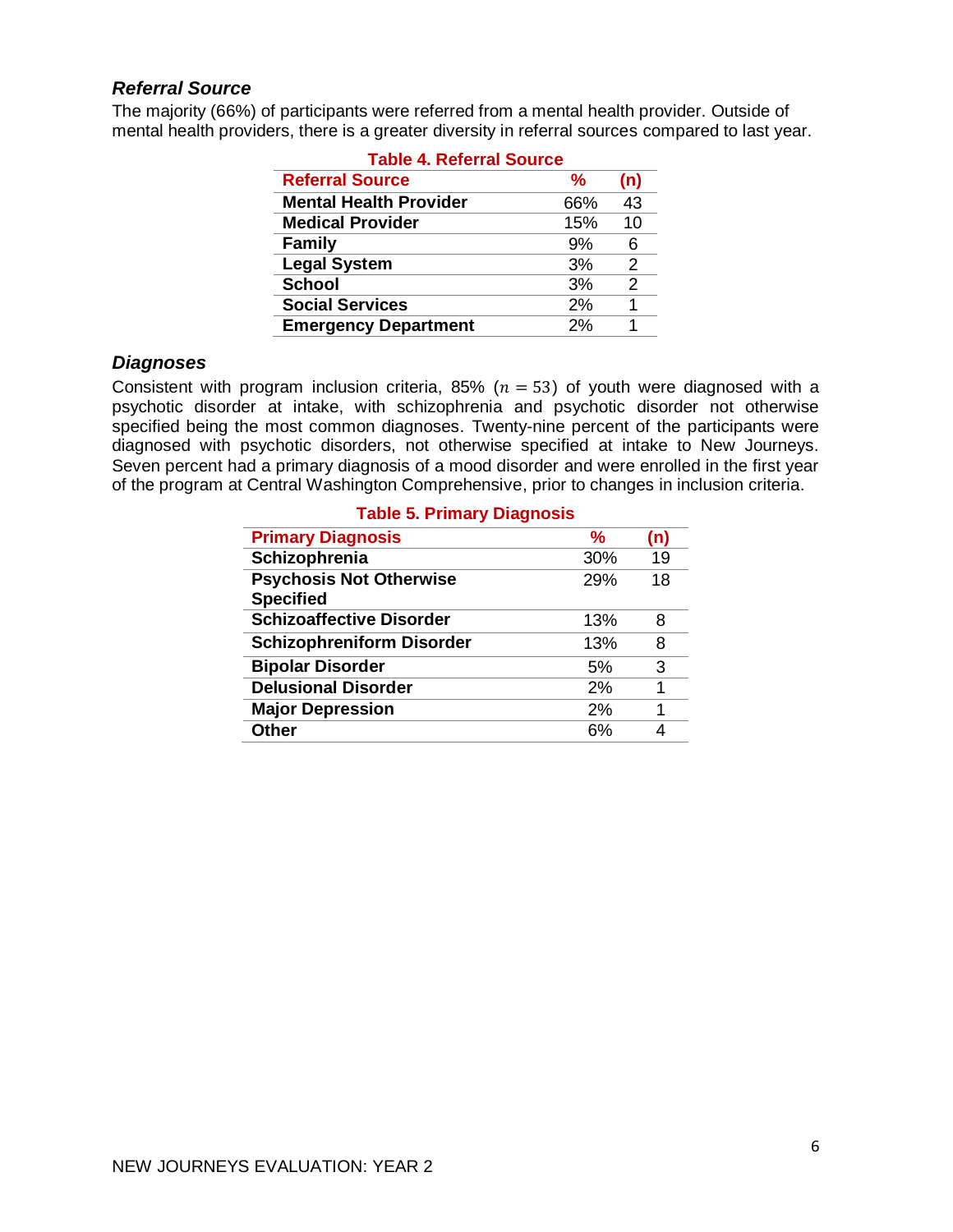### *Referral Source*

The majority (66%) of participants were referred from a mental health provider. Outside of mental health providers, there is a greater diversity in referral sources compared to last year.

**Table 4. Referral Source**

| Referral Source | % | (n) |
|---|---|---|
| **Mental Health Provider** | 66% | 43 |
| **Medical Provider** | 15% | 10 |
| **Family** | 9% | 6 |
| **Legal System** | 3% | 2 |
| **School** | 3% | 2 |
| **Social Services** | 2% | 1 |
| **Emergency Department** | 2% | 1 |

### *Diagnoses*

Consistent with program inclusion criteria, 85% ($n = 53$) of youth were diagnosed with a psychotic disorder at intake, with schizophrenia and psychotic disorder not otherwise specified being the most common diagnoses. Twenty-nine percent of the participants were diagnosed with psychotic disorders, not otherwise specified at intake to New Journeys. Seven percent had a primary diagnosis of a mood disorder and were enrolled in the first year of the program at Central Washington Comprehensive, prior to changes in inclusion criteria.

**Table 5. Primary Diagnosis**

| Primary Diagnosis | % | (n) |
|---|---|---|
| **Schizophrenia** | 30% | 19 |
| **Psychosis Not Otherwise Specified** | 29% | 18 |
| **Schizoaffective Disorder** | 13% | 8 |
| **Schizophreniform Disorder** | 13% | 8 |
| **Bipolar Disorder** | 5% | 3 |
| **Delusional Disorder** | 2% | 1 |
| **Major Depression** | 2% | 1 |
| **Other** | 6% | 4 |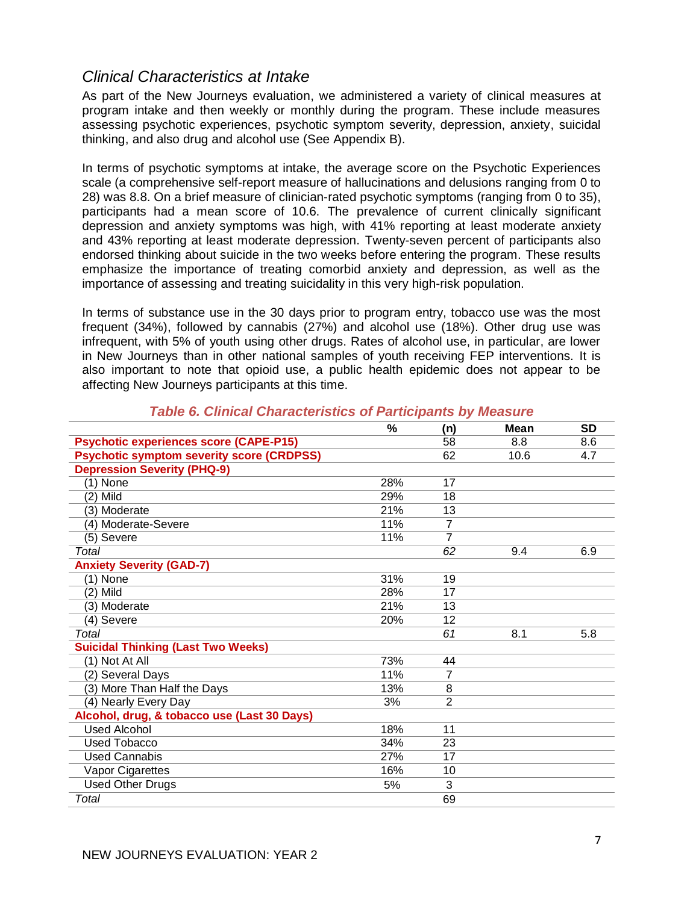## *Clinical Characteristics at Intake*

As part of the New Journeys evaluation, we administered a variety of clinical measures at program intake and then weekly or monthly during the program. These include measures assessing psychotic experiences, psychotic symptom severity, depression, anxiety, suicidal thinking, and also drug and alcohol use (See Appendix B).

In terms of psychotic symptoms at intake, the average score on the Psychotic Experiences scale (a comprehensive self-report measure of hallucinations and delusions ranging from 0 to 28) was 8.8. On a brief measure of clinician-rated psychotic symptoms (ranging from 0 to 35), participants had a mean score of 10.6. The prevalence of current clinically significant depression and anxiety symptoms was high, with 41% reporting at least moderate anxiety and 43% reporting at least moderate depression. Twenty-seven percent of participants also endorsed thinking about suicide in the two weeks before entering the program. These results emphasize the importance of treating comorbid anxiety and depression, as well as the importance of assessing and treating suicidality in this very high-risk population.

In terms of substance use in the 30 days prior to program entry, tobacco use was the most frequent (34%), followed by cannabis (27%) and alcohol use (18%). Other drug use was infrequent, with 5% of youth using other drugs. Rates of alcohol use, in particular, are lower in New Journeys than in other national samples of youth receiving FEP interventions. It is also important to note that opioid use, a public health epidemic does not appear to be affecting New Journeys participants at this time.

***Table 6. Clinical Characteristics of Participants by Measure***

| | % | (n) | Mean | SD |
|---|---|---|---|---|
| **Psychotic experiences score (CAPE-P15)** | | 58 | 8.8 | 8.6 |
| **Psychotic symptom severity score (CRDPSS)** | | 62 | 10.6 | 4.7 |
| **Depression Severity (PHQ-9)** | | | | |
| (1) None | 28% | 17 | | |
| (2) Mild | 29% | 18 | | |
| (3) Moderate | 21% | 13 | | |
| (4) Moderate-Severe | 11% | 7 | | |
| (5) Severe | 11% | 7 | | |
| *Total* | | *62* | 9.4 | 6.9 |
| **Anxiety Severity (GAD-7)** | | | | |
| (1) None | 31% | 19 | | |
| (2) Mild | 28% | 17 | | |
| (3) Moderate | 21% | 13 | | |
| (4) Severe | 20% | 12 | | |
| *Total* | | *61* | 8.1 | 5.8 |
| **Suicidal Thinking (Last Two Weeks)** | | | | |
| (1) Not At All | 73% | 44 | | |
| (2) Several Days | 11% | 7 | | |
| (3) More Than Half the Days | 13% | 8 | | |
| (4) Nearly Every Day | 3% | 2 | | |
| **Alcohol, drug, & tobacco use (Last 30 Days)** | | | | |
| Used Alcohol | 18% | 11 | | |
| Used Tobacco | 34% | 23 | | |
| Used Cannabis | 27% | 17 | | |
| Vapor Cigarettes | 16% | 10 | | |
| Used Other Drugs | 5% | 3 | | |
| *Total* | | 69 | | |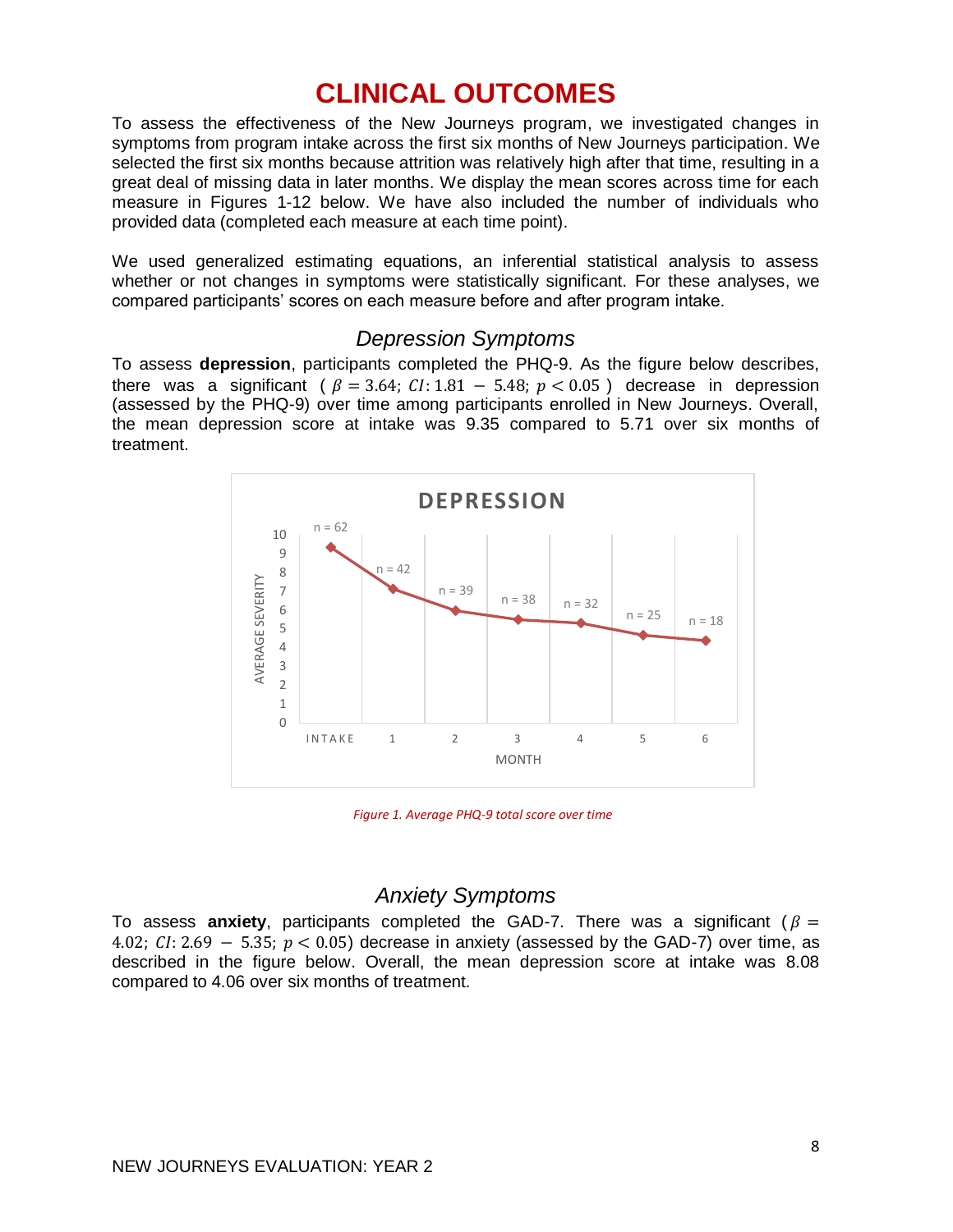# CLINICAL OUTCOMES

To assess the effectiveness of the New Journeys program, we investigated changes in symptoms from program intake across the first six months of New Journeys participation. We selected the first six months because attrition was relatively high after that time, resulting in a great deal of missing data in later months. We display the mean scores across time for each measure in Figures 1-12 below. We have also included the number of individuals who provided data (completed each measure at each time point).

We used generalized estimating equations, an inferential statistical analysis to assess whether or not changes in symptoms were statistically significant. For these analyses, we compared participants' scores on each measure before and after program intake.

## *Depression Symptoms*

To assess **depression**, participants completed the PHQ-9. As the figure below describes, there was a significant ( $\beta = 3.64$; $CI: 1.81 - 5.48$; $p < 0.05$ ) decrease in depression (assessed by the PHQ-9) over time among participants enrolled in New Journeys. Overall, the mean depression score at intake was 9.35 compared to 5.71 over six months of treatment.

*Figure 1. Average PHQ-9 total score over time*

## *Anxiety Symptoms*

To assess **anxiety**, participants completed the GAD-7. There was a significant ($\beta = 4.02$; $CI: 2.69 - 5.35$; $p < 0.05$) decrease in anxiety (assessed by the GAD-7) over time, as described in the figure below. Overall, the mean depression score at intake was 8.08 compared to 4.06 over six months of treatment.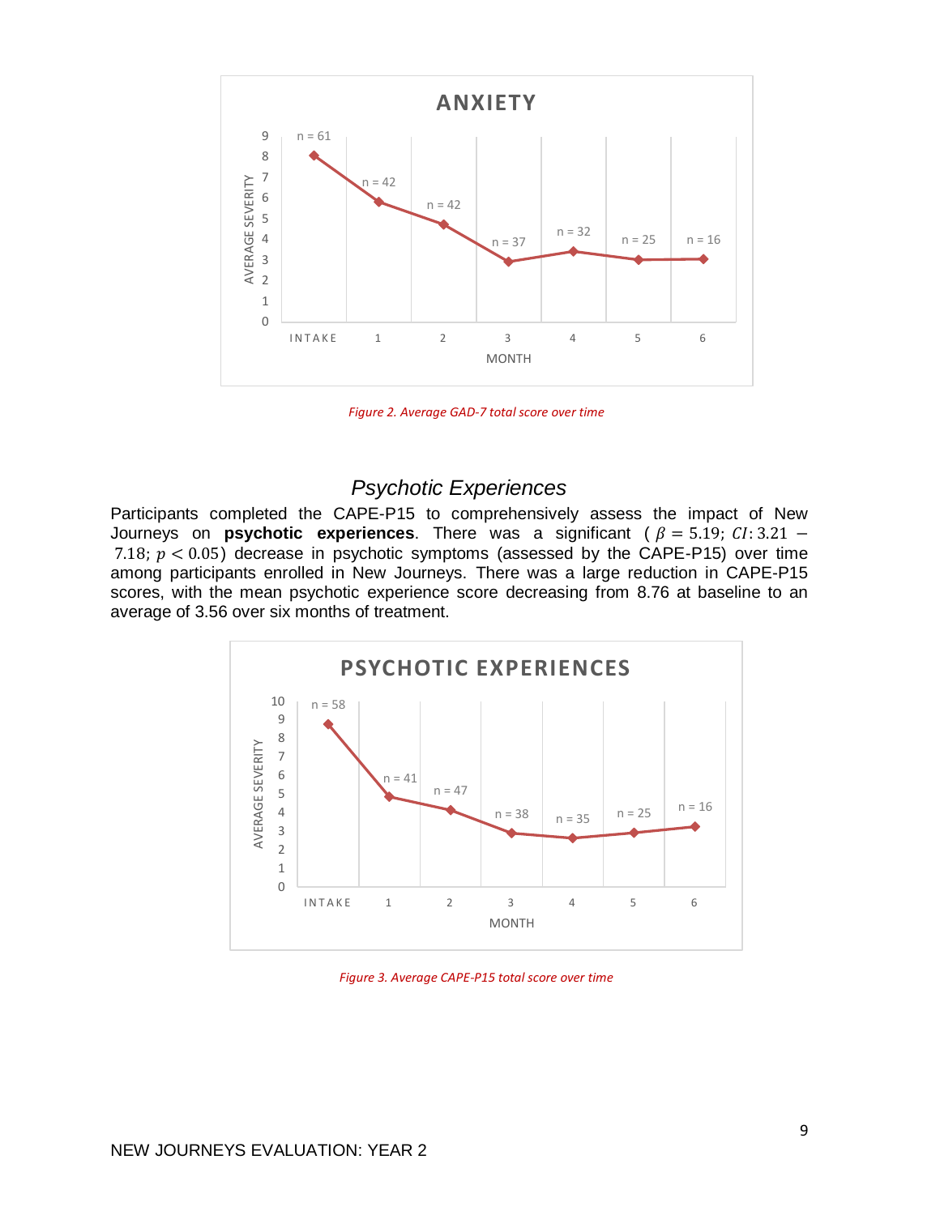Figure 2. Average GAD-7 total score over time

## Psychotic Experiences

Participants completed the CAPE-P15 to comprehensively assess the impact of New Journeys on **psychotic experiences**. There was a significant ($\beta = 5.19$; $CI$: $3.21 - 7.18$; $p < 0.05$) decrease in psychotic symptoms (assessed by the CAPE-P15) over time among participants enrolled in New Journeys. There was a large reduction in CAPE-P15 scores, with the mean psychotic experience score decreasing from 8.76 at baseline to an average of 3.56 over six months of treatment.

Figure 3. Average CAPE-P15 total score over time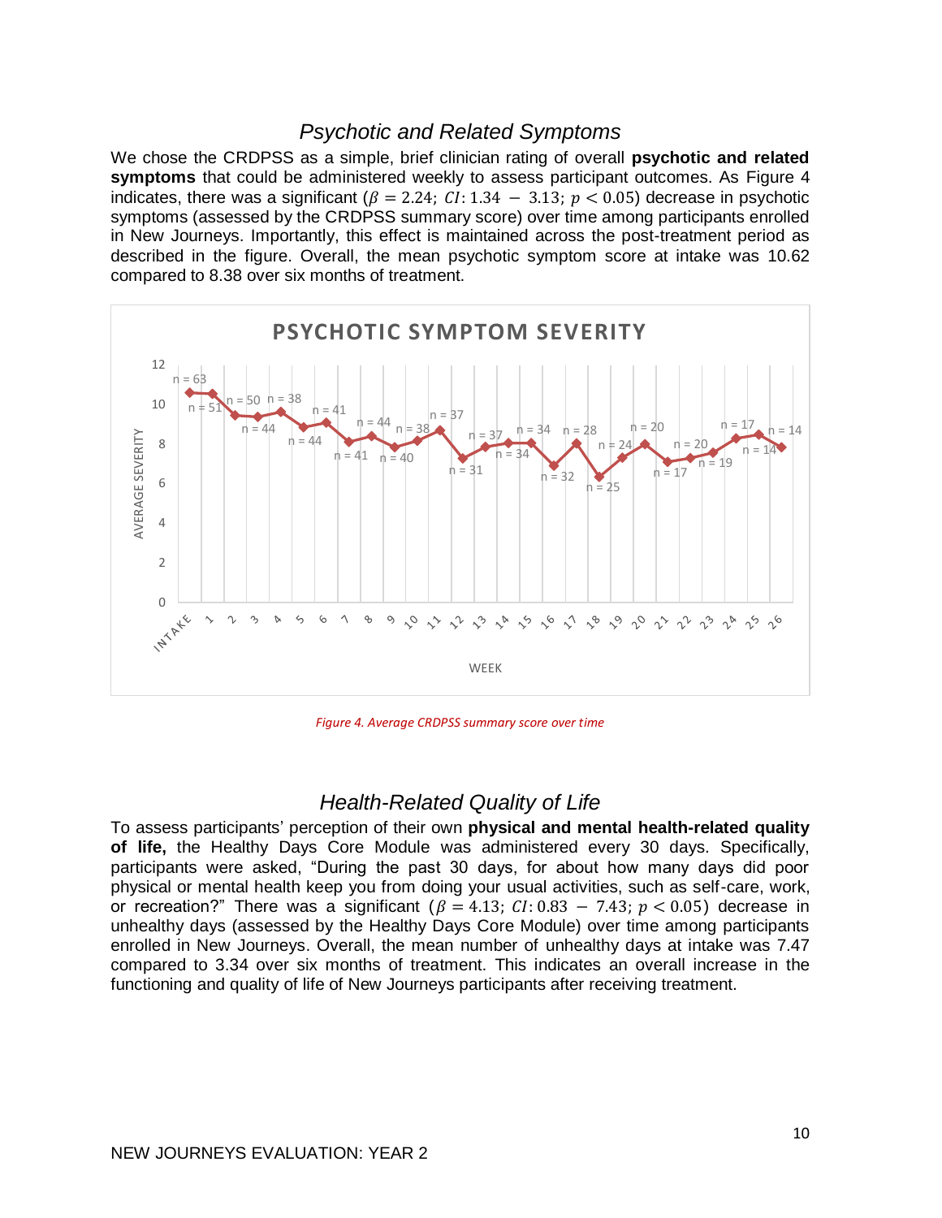## Psychotic and Related Symptoms

We chose the CRDPSS as a simple, brief clinician rating of overall **psychotic and related symptoms** that could be administered weekly to assess participant outcomes. As Figure 4 indicates, there was a significant ($\beta = 2.24$; $CI$: $1.34 - 3.13$; $p < 0.05$) decrease in psychotic symptoms (assessed by the CRDPSS summary score) over time among participants enrolled in New Journeys. Importantly, this effect is maintained across the post-treatment period as described in the figure. Overall, the mean psychotic symptom score at intake was 10.62 compared to 8.38 over six months of treatment.

*Figure 4. Average CRDPSS summary score over time*

## Health-Related Quality of Life

To assess participants' perception of their own **physical and mental health-related quality of life,** the Healthy Days Core Module was administered every 30 days. Specifically, participants were asked, "During the past 30 days, for about how many days did poor physical or mental health keep you from doing your usual activities, such as self-care, work, or recreation?" There was a significant ($\beta = 4.13$; $CI$: $0.83 - 7.43$; $p < 0.05$) decrease in unhealthy days (assessed by the Healthy Days Core Module) over time among participants enrolled in New Journeys. Overall, the mean number of unhealthy days at intake was 7.47 compared to 3.34 over six months of treatment. This indicates an overall increase in the functioning and quality of life of New Journeys participants after receiving treatment.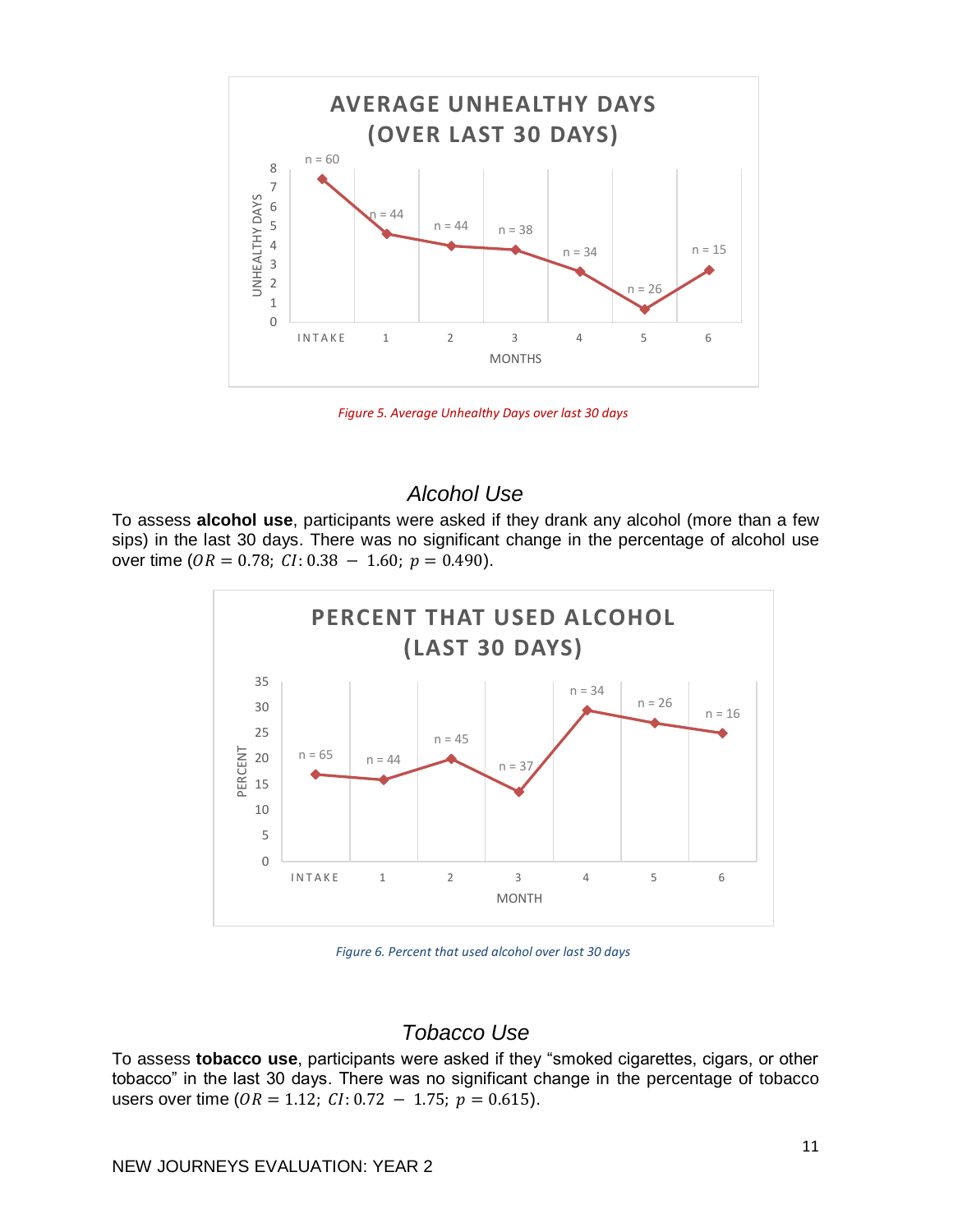Figure 5. Average Unhealthy Days over last 30 days

## Alcohol Use

To assess **alcohol use**, participants were asked if they drank any alcohol (more than a few sips) in the last 30 days. There was no significant change in the percentage of alcohol use over time ($OR = 0.78$; $CI$: $0.38 - 1.60$; $p = 0.490$).

Figure 6. Percent that used alcohol over last 30 days

## Tobacco Use

To assess **tobacco use**, participants were asked if they "smoked cigarettes, cigars, or other tobacco" in the last 30 days. There was no significant change in the percentage of tobacco users over time ($OR = 1.12$; $CI$: $0.72 - 1.75$; $p = 0.615$).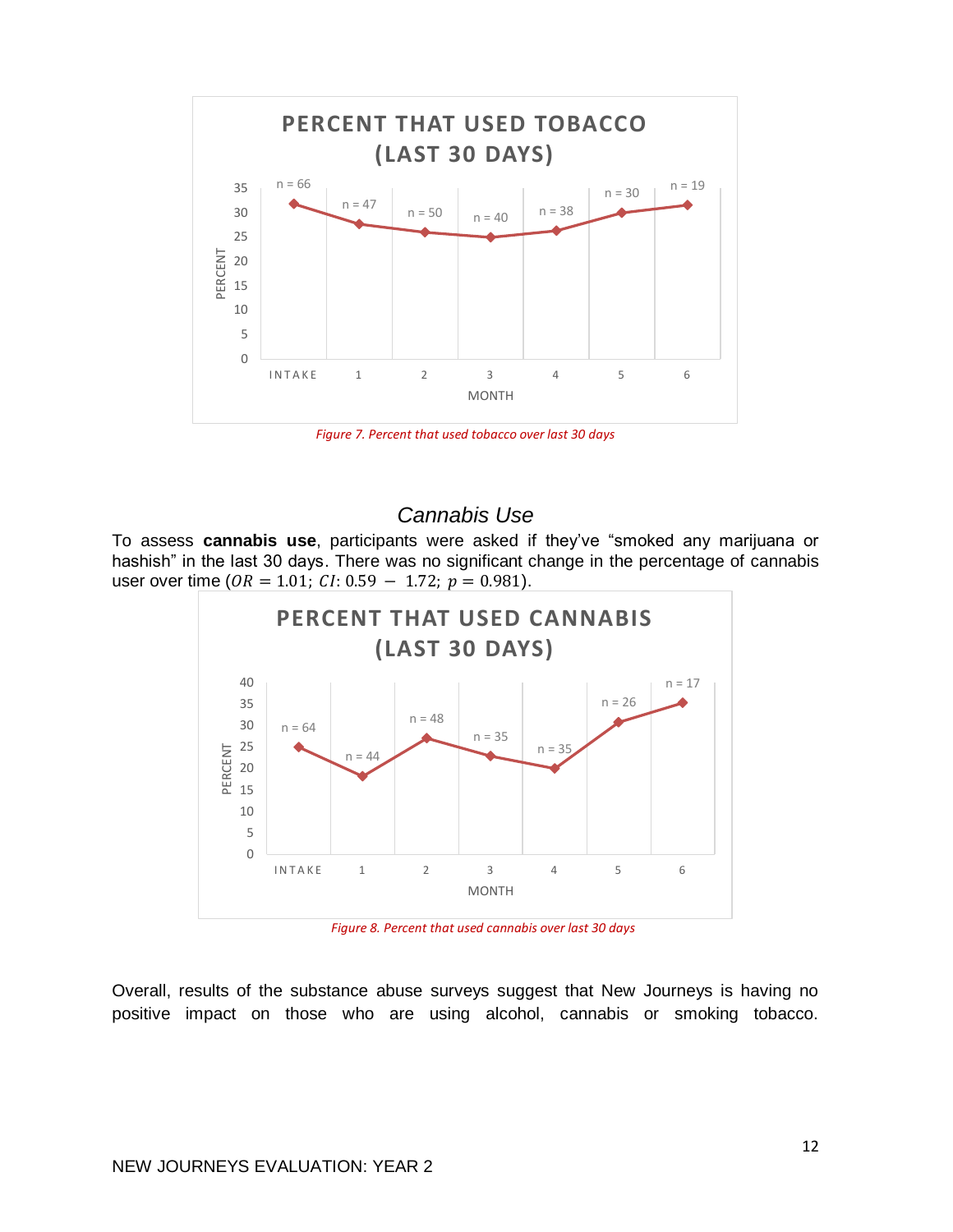Figure 7. Percent that used tobacco over last 30 days

## *Cannabis Use*

To assess **cannabis use**, participants were asked if they've "smoked any marijuana or hashish" in the last 30 days. There was no significant change in the percentage of cannabis user over time ($OR = 1.01$; $CI$: $0.59 - 1.72$; $p = 0.981$).

Figure 8. Percent that used cannabis over last 30 days

Overall, results of the substance abuse surveys suggest that New Journeys is having no positive impact on those who are using alcohol, cannabis or smoking tobacco.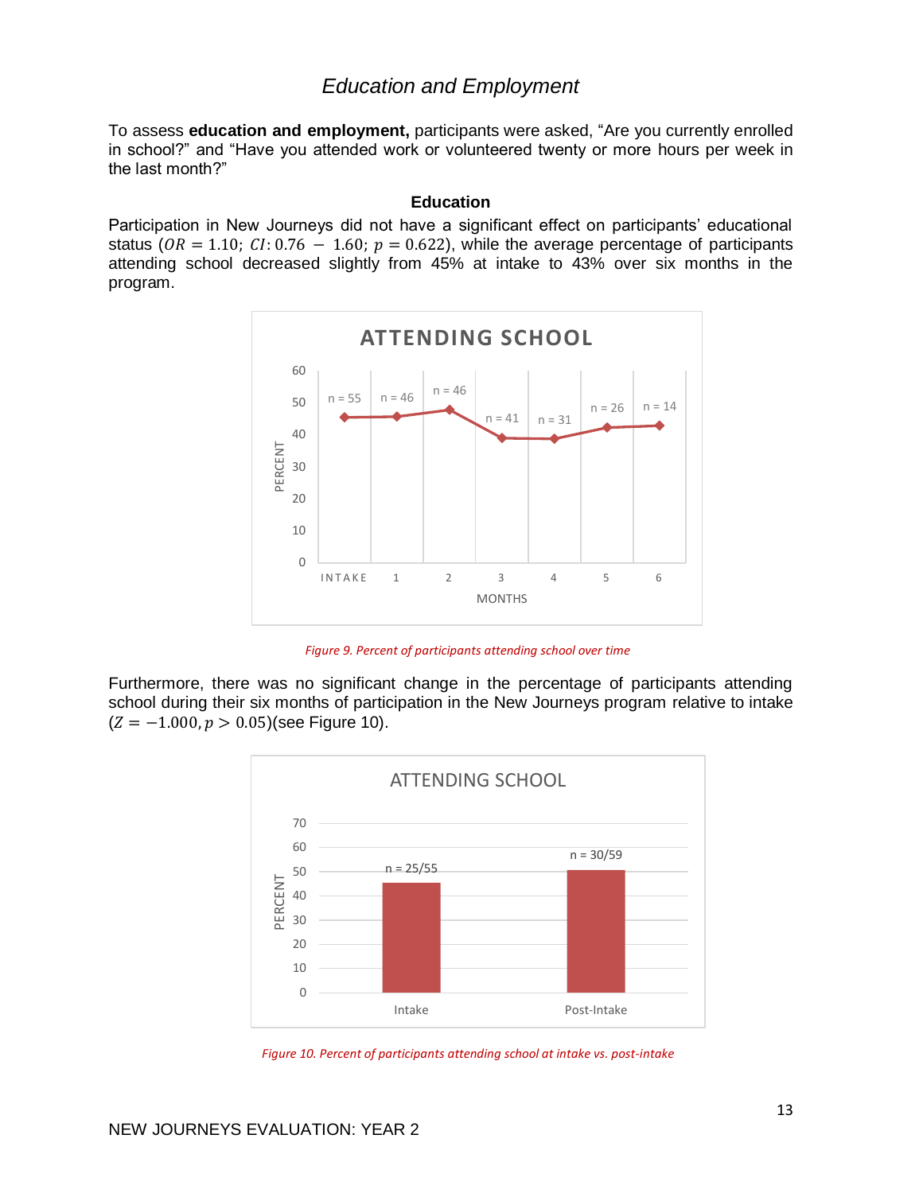## Education and Employment

To assess **education and employment,** participants were asked, “Are you currently enrolled in school?” and “Have you attended work or volunteered twenty or more hours per week in the last month?”

### Education

Participation in New Journeys did not have a significant effect on participants’ educational status ($OR = 1.10$; $CI$: $0.76 - 1.60$; $p = 0.622$), while the average percentage of participants attending school decreased slightly from 45% at intake to 43% over six months in the program.

*Figure 9. Percent of participants attending school over time*

Furthermore, there was no significant change in the percentage of participants attending school during their six months of participation in the New Journeys program relative to intake ($Z = -1.000, p > 0.05$)(see Figure 10).

*Figure 10. Percent of participants attending school at intake vs. post-intake*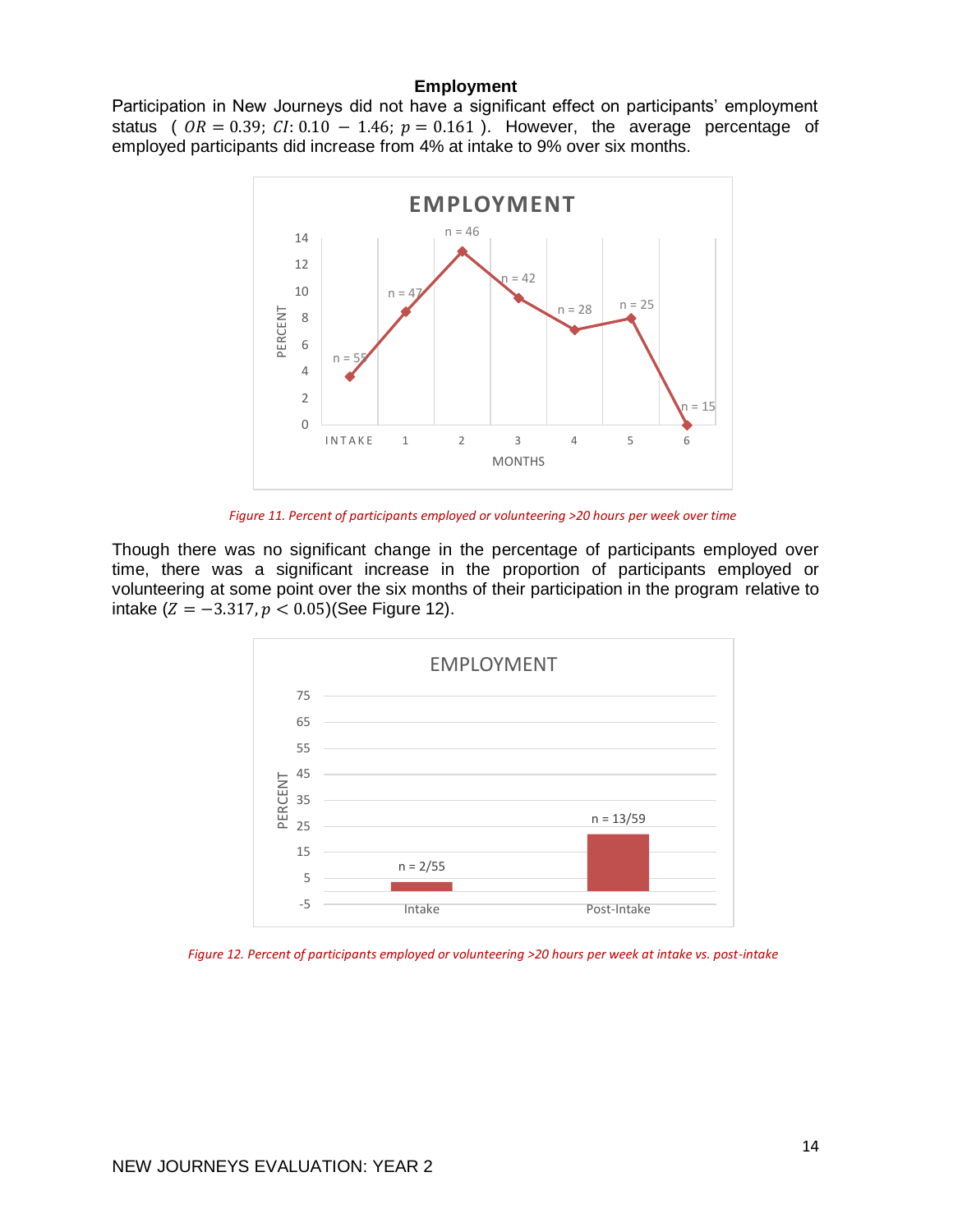### Employment

Participation in New Journeys did not have a significant effect on participants' employment status ( $OR = 0.39$; $CI: 0.10 - 1.46$; $p = 0.161$ ). However, the average percentage of employed participants did increase from 4% at intake to 9% over six months.

Figure 11. Percent of participants employed or volunteering >20 hours per week over time

Though there was no significant change in the percentage of participants employed over time, there was a significant increase in the proportion of participants employed or volunteering at some point over the six months of their participation in the program relative to intake ($Z = -3.317, p < 0.05$)(See Figure 12).

Figure 12. Percent of participants employed or volunteering >20 hours per week at intake vs. post-intake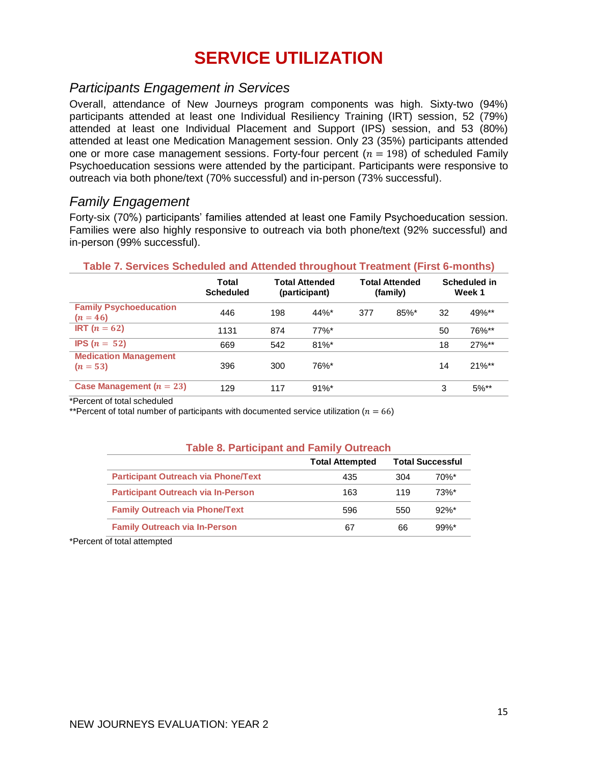# SERVICE UTILIZATION

## *Participants Engagement in Services*

Overall, attendance of New Journeys program components was high. Sixty-two (94%) participants attended at least one Individual Resiliency Training (IRT) session, 52 (79%) attended at least one Individual Placement and Support (IPS) session, and 53 (80%) attended at least one Medication Management session. Only 23 (35%) participants attended one or more case management sessions. Forty-four percent ($n = 198$) of scheduled Family Psychoeducation sessions were attended by the participant. Participants were responsive to outreach via both phone/text (70% successful) and in-person (73% successful).

## *Family Engagement*

Forty-six (70%) participants' families attended at least one Family Psychoeducation session. Families were also highly responsive to outreach via both phone/text (92% successful) and in-person (99% successful).

**Table 7. Services Scheduled and Attended throughout Treatment (First 6-months)**

| | Total Scheduled | Total Attended (participant) | | Total Attended (family) | | Scheduled in Week 1 | |
|---|---|---|---|---|---|---|---|
| **Family Psychoeducation ($n = 46$)** | 446 | 198 | 44%* | 377 | 85%* | 32 | 49%** |
| **IRT ($n = 62$)** | 1131 | 874 | 77%* | | | 50 | 76%** |
| **IPS ($n = 52$)** | 669 | 542 | 81%* | | | 18 | 27%** |
| **Medication Management ($n = 53$)** | 396 | 300 | 76%* | | | 14 | 21%** |
| **Case Management ($n = 23$)** | 129 | 117 | 91%* | | | 3 | 5%** |

*Percent of total scheduled
**Percent of total number of participants with documented service utilization ($n = 66$)

**Table 8. Participant and Family Outreach**

| | Total Attempted | Total Successful | |
|---|---|---|---|
| **Participant Outreach via Phone/Text** | 435 | 304 | 70%* |
| **Participant Outreach via In-Person** | 163 | 119 | 73%* |
| **Family Outreach via Phone/Text** | 596 | 550 | 92%* |
| **Family Outreach via In-Person** | 67 | 66 | 99%* |

*Percent of total attempted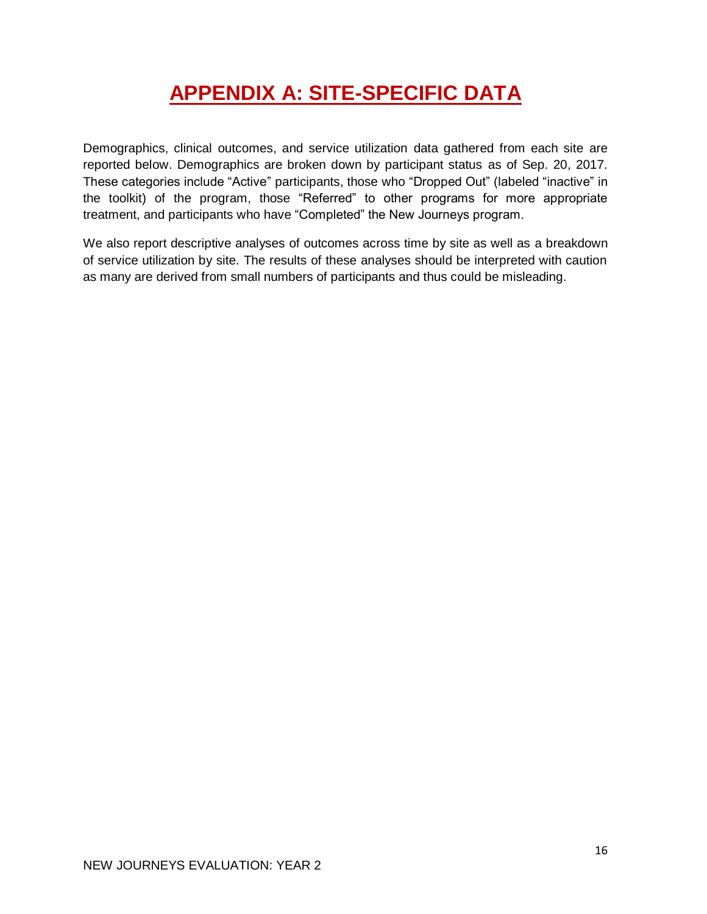# APPENDIX A: SITE-SPECIFIC DATA

Demographics, clinical outcomes, and service utilization data gathered from each site are reported below. Demographics are broken down by participant status as of Sep. 20, 2017. These categories include "Active" participants, those who "Dropped Out" (labeled "inactive" in the toolkit) of the program, those "Referred" to other programs for more appropriate treatment, and participants who have "Completed" the New Journeys program.

We also report descriptive analyses of outcomes across time by site as well as a breakdown of service utilization by site. The results of these analyses should be interpreted with caution as many are derived from small numbers of participants and thus could be misleading.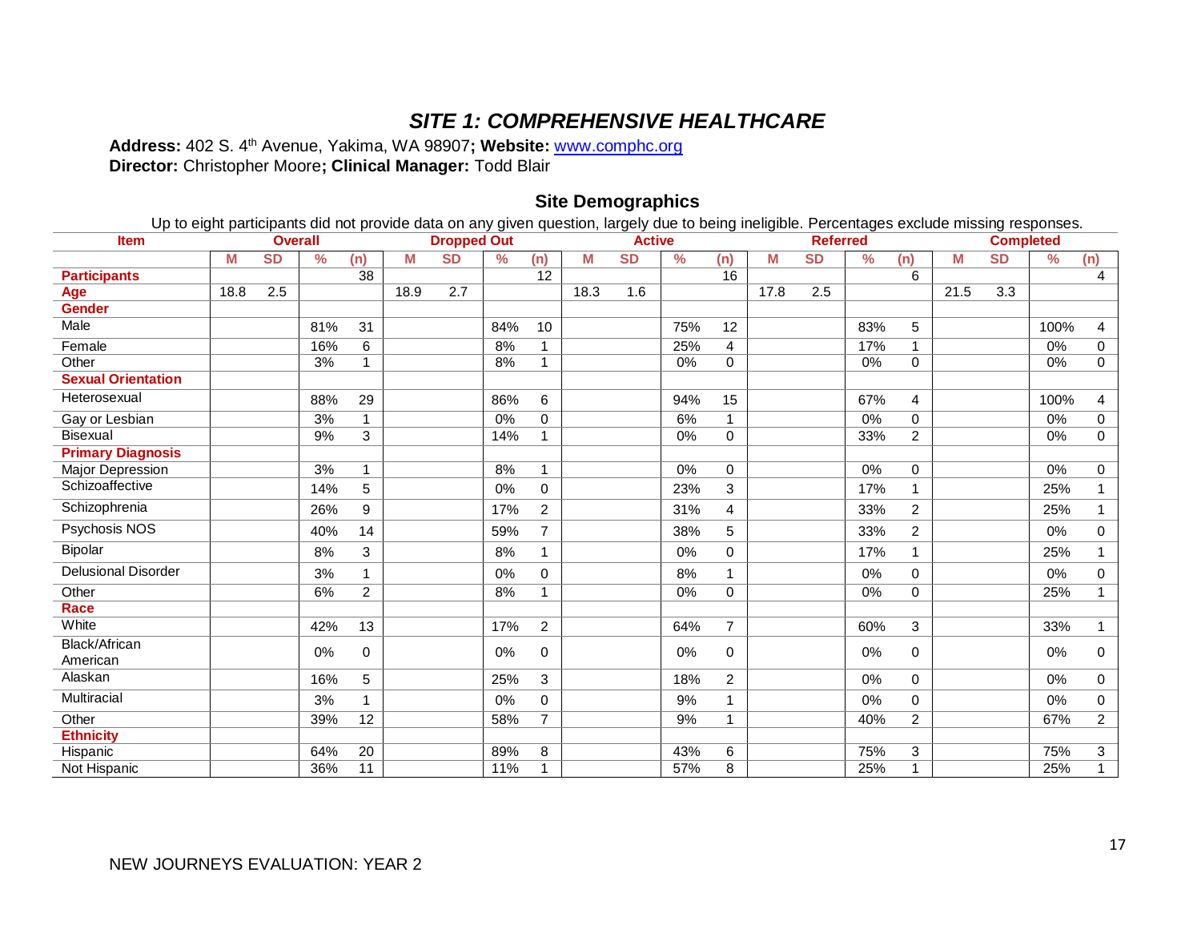# *SITE 1: COMPREHENSIVE HEALTHCARE*

**Address:** 402 S. 4th Avenue, Yakima, WA 98907**; Website:** www.comphc.org
**Director:** Christopher Moore**; Clinical Manager:** Todd Blair

## Site Demographics

Up to eight participants did not provide data on any given question, largely due to being ineligible. Percentages exclude missing responses.

| Item | Overall | | | | Dropped Out | | | | Active | | | | Referred | | | | Completed | | | |
|---|---|---|---|---|---|---|---|---|---|---|---|---|---|---|---|---|---|---|---|---|
| | M | SD | % | (n) | M | SD | % | (n) | M | SD | % | (n) | M | SD | % | (n) | M | SD | % | (n) |
| **Participants** | | | | 38 | | | | 12 | | | | 16 | | | | 6 | | | | 4 |
| **Age** | 18.8 | 2.5 | | | 18.9 | 2.7 | | | 18.3 | 1.6 | | | 17.8 | 2.5 | | | 21.5 | 3.3 | | |
| **Gender** | | | | | | | | | | | | | | | | | | | | |
| Male | | | 81% | 31 | | | 84% | 10 | | | 75% | 12 | | | 83% | 5 | | | 100% | 4 |
| Female | | | 16% | 6 | | | 8% | 1 | | | 25% | 4 | | | 17% | 1 | | | 0% | 0 |
| Other | | | 3% | 1 | | | 8% | 1 | | | 0% | 0 | | | 0% | 0 | | | 0% | 0 |
| **Sexual Orientation** | | | | | | | | | | | | | | | | | | | | |
| Heterosexual | | | 88% | 29 | | | 86% | 6 | | | 94% | 15 | | | 67% | 4 | | | 100% | 4 |
| Gay or Lesbian | | | 3% | 1 | | | 0% | 0 | | | 6% | 1 | | | 0% | 0 | | | 0% | 0 |
| Bisexual | | | 9% | 3 | | | 14% | 1 | | | 0% | 0 | | | 33% | 2 | | | 0% | 0 |
| **Primary Diagnosis** | | | | | | | | | | | | | | | | | | | | |
| Major Depression | | | 3% | 1 | | | 8% | 1 | | | 0% | 0 | | | 0% | 0 | | | 0% | 0 |
| Schizoaffective | | | 14% | 5 | | | 0% | 0 | | | 23% | 3 | | | 17% | 1 | | | 25% | 1 |
| Schizophrenia | | | 26% | 9 | | | 17% | 2 | | | 31% | 4 | | | 33% | 2 | | | 25% | 1 |
| Psychosis NOS | | | 40% | 14 | | | 59% | 7 | | | 38% | 5 | | | 33% | 2 | | | 0% | 0 |
| Bipolar | | | 8% | 3 | | | 8% | 1 | | | 0% | 0 | | | 17% | 1 | | | 25% | 1 |
| Delusional Disorder | | | 3% | 1 | | | 0% | 0 | | | 8% | 1 | | | 0% | 0 | | | 0% | 0 |
| Other | | | 6% | 2 | | | 8% | 1 | | | 0% | 0 | | | 0% | 0 | | | 25% | 1 |
| **Race** | | | | | | | | | | | | | | | | | | | | |
| White | | | 42% | 13 | | | 17% | 2 | | | 64% | 7 | | | 60% | 3 | | | 33% | 1 |
| Black/African American | | | 0% | 0 | | | 0% | 0 | | | 0% | 0 | | | 0% | 0 | | | 0% | 0 |
| Alaskan | | | 16% | 5 | | | 25% | 3 | | | 18% | 2 | | | 0% | 0 | | | 0% | 0 |
| Multiracial | | | 3% | 1 | | | 0% | 0 | | | 9% | 1 | | | 0% | 0 | | | 0% | 0 |
| Other | | | 39% | 12 | | | 58% | 7 | | | 9% | 1 | | | 40% | 2 | | | 67% | 2 |
| **Ethnicity** | | | | | | | | | | | | | | | | | | | | |
| Hispanic | | | 64% | 20 | | | 89% | 8 | | | 43% | 6 | | | 75% | 3 | | | 75% | 3 |
| Not Hispanic | | | 36% | 11 | | | 11% | 1 | | | 57% | 8 | | | 25% | 1 | | | 25% | 1 |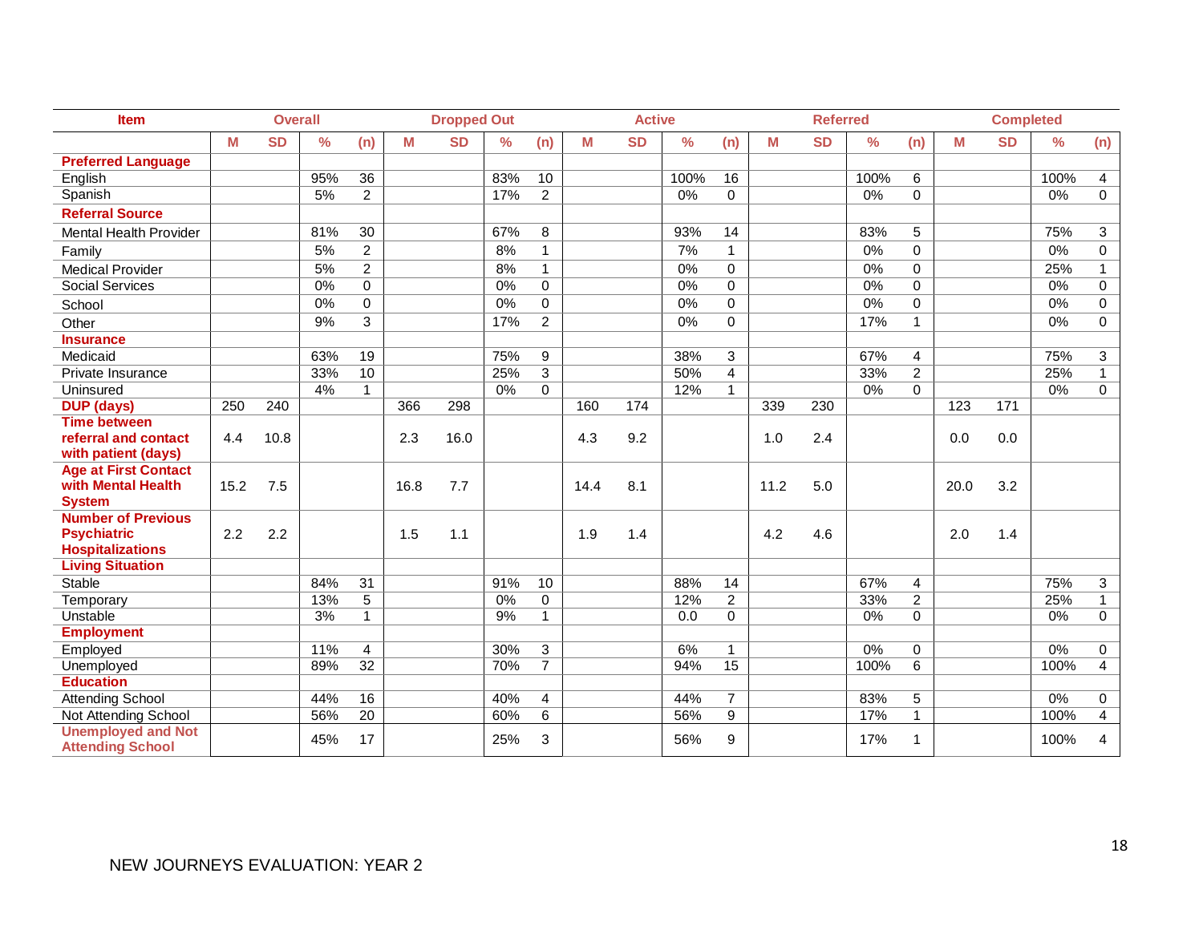| Item | Overall | | | | Dropped Out | | | | Active | | | | Referred | | | | Completed | | | |
|---|---|---|---|---|---|---|---|---|---|---|---|---|---|---|---|---|---|---|---|---|
| | M | SD | % | (n) | M | SD | % | (n) | M | SD | % | (n) | M | SD | % | (n) | M | SD | % | (n) |
| **Preferred Language** | | | | | | | | | | | | | | | | | | | | |
| English | | | 95% | 36 | | | 83% | 10 | | | 100% | 16 | | | 100% | 6 | | | 100% | 4 |
| Spanish | | | 5% | 2 | | | 17% | 2 | | | 0% | 0 | | | 0% | 0 | | | 0% | 0 |
| **Referral Source** | | | | | | | | | | | | | | | | | | | | |
| Mental Health Provider | | | 81% | 30 | | | 67% | 8 | | | 93% | 14 | | | 83% | 5 | | | 75% | 3 |
| Family | | | 5% | 2 | | | 8% | 1 | | | 7% | 1 | | | 0% | 0 | | | 0% | 0 |
| Medical Provider | | | 5% | 2 | | | 8% | 1 | | | 0% | 0 | | | 0% | 0 | | | 25% | 1 |
| Social Services | | | 0% | 0 | | | 0% | 0 | | | 0% | 0 | | | 0% | 0 | | | 0% | 0 |
| School | | | 0% | 0 | | | 0% | 0 | | | 0% | 0 | | | 0% | 0 | | | 0% | 0 |
| Other | | | 9% | 3 | | | 17% | 2 | | | 0% | 0 | | | 17% | 1 | | | 0% | 0 |
| **Insurance** | | | | | | | | | | | | | | | | | | | | |
| Medicaid | | | 63% | 19 | | | 75% | 9 | | | 38% | 3 | | | 67% | 4 | | | 75% | 3 |
| Private Insurance | | | 33% | 10 | | | 25% | 3 | | | 50% | 4 | | | 33% | 2 | | | 25% | 1 |
| Uninsured | | | 4% | 1 | | | 0% | 0 | | | 12% | 1 | | | 0% | 0 | | | 0% | 0 |
| **DUP (days)** | 250 | 240 | | | 366 | 298 | | | 160 | 174 | | | 339 | 230 | | | 123 | 171 | | |
| **Time between referral and contact with patient (days)** | 4.4 | 10.8 | | | 2.3 | 16.0 | | | 4.3 | 9.2 | | | 1.0 | 2.4 | | | 0.0 | 0.0 | | |
| **Age at First Contact with Mental Health System** | 15.2 | 7.5 | | | 16.8 | 7.7 | | | 14.4 | 8.1 | | | 11.2 | 5.0 | | | 20.0 | 3.2 | | |
| **Number of Previous Psychiatric Hospitalizations** | 2.2 | 2.2 | | | 1.5 | 1.1 | | | 1.9 | 1.4 | | | 4.2 | 4.6 | | | 2.0 | 1.4 | | |
| **Living Situation** | | | | | | | | | | | | | | | | | | | | |
| Stable | | | 84% | 31 | | | 91% | 10 | | | 88% | 14 | | | 67% | 4 | | | 75% | 3 |
| Temporary | | | 13% | 5 | | | 0% | 0 | | | 12% | 2 | | | 33% | 2 | | | 25% | 1 |
| Unstable | | | 3% | 1 | | | 9% | 1 | | | 0.0 | 0 | | | 0% | 0 | | | 0% | 0 |
| **Employment** | | | | | | | | | | | | | | | | | | | | |
| Employed | | | 11% | 4 | | | 30% | 3 | | | 6% | 1 | | | 0% | 0 | | | 0% | 0 |
| Unemployed | | | 89% | 32 | | | 70% | 7 | | | 94% | 15 | | | 100% | 6 | | | 100% | 4 |
| **Education** | | | | | | | | | | | | | | | | | | | | |
| Attending School | | | 44% | 16 | | | 40% | 4 | | | 44% | 7 | | | 83% | 5 | | | 0% | 0 |
| Not Attending School | | | 56% | 20 | | | 60% | 6 | | | 56% | 9 | | | 17% | 1 | | | 100% | 4 |
| **Unemployed and Not Attending School** | | | 45% | 17 | | | 25% | 3 | | | 56% | 9 | | | 17% | 1 | | | 100% | 4 |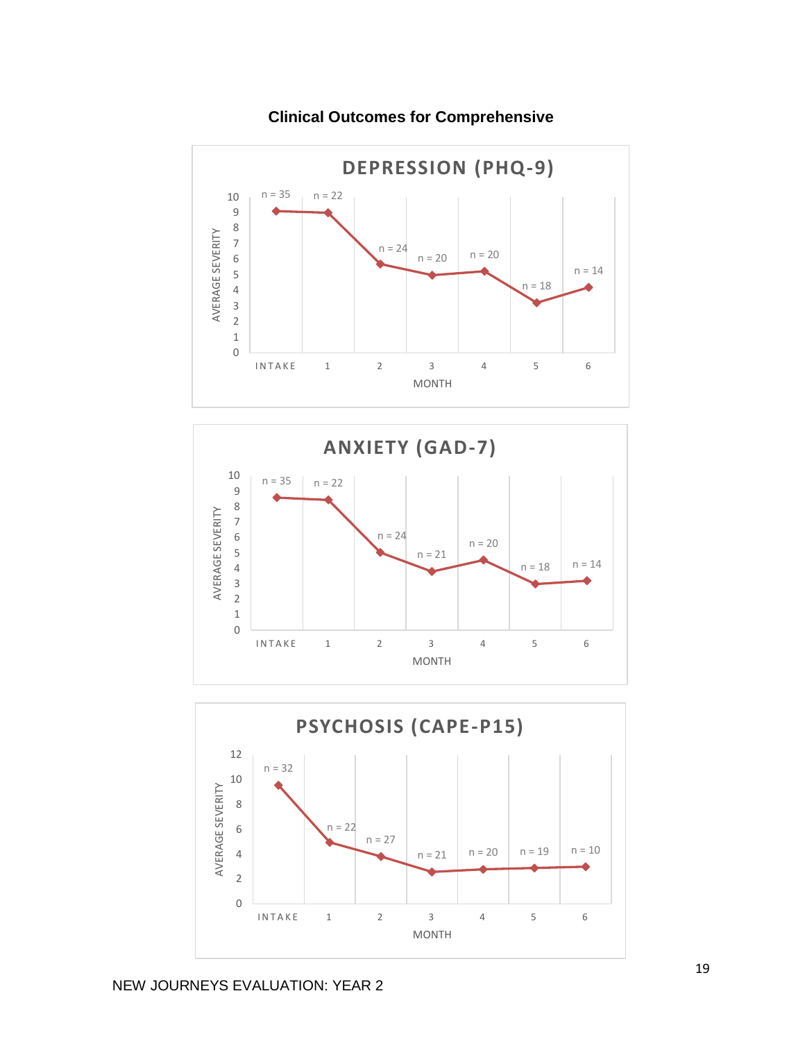**Clinical Outcomes for Comprehensive**

**DEPRESSION (PHQ-9)**

AVERAGE SEVERITY

| MONTH | INTAKE | 1 | 2 | 3 | 4 | 5 | 6 |
|---|---|---|---|---|---|---|---|
| n | n = 35 | n = 22 | n = 24 | n = 20 | n = 20 | n = 18 | n = 14 |

**ANXIETY (GAD-7)**

AVERAGE SEVERITY

| MONTH | INTAKE | 1 | 2 | 3 | 4 | 5 | 6 |
|---|---|---|---|---|---|---|---|
| n | n = 35 | n = 22 | n = 24 | n = 21 | n = 20 | n = 18 | n = 14 |

**PSYCHOSIS (CAPE-P15)**

AVERAGE SEVERITY

| MONTH | INTAKE | 1 | 2 | 3 | 4 | 5 | 6 |
|---|---|---|---|---|---|---|---|
| n | n = 32 | n = 22 | n = 27 | n = 21 | n = 20 | n = 19 | n = 10 |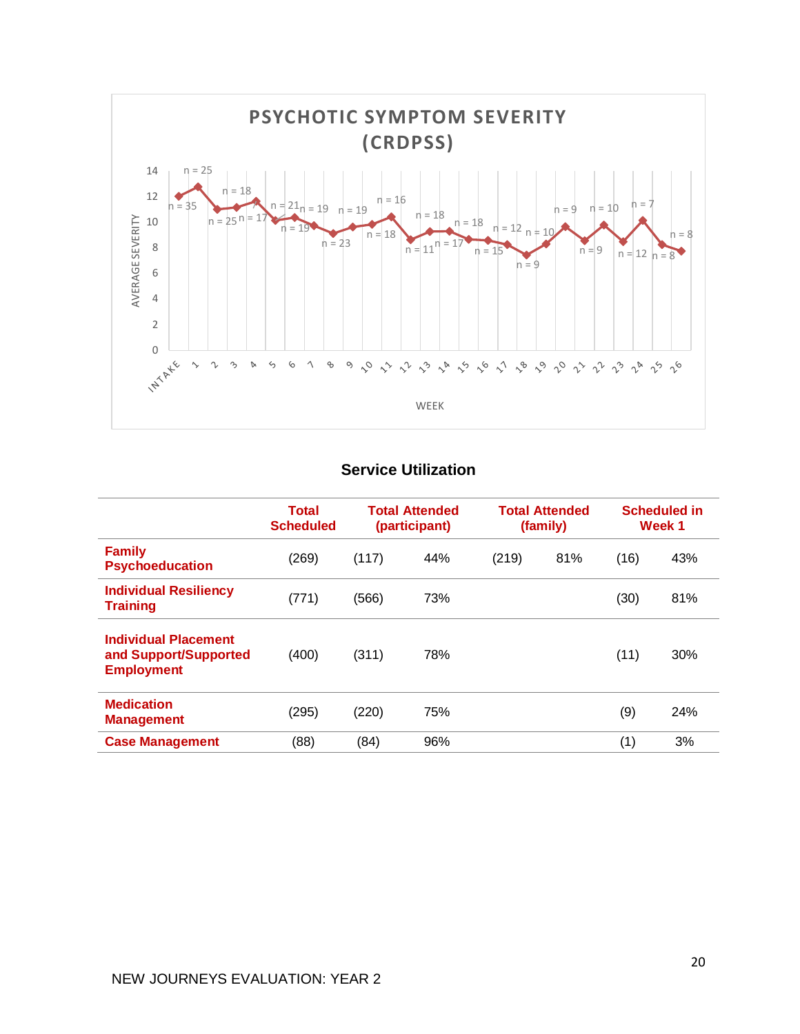PSYCHOTIC SYMPTOM SEVERITY (CRDPSS)

| Week | Intake | 1 | 2 | 3 | 4 | 5 | 6 | 7 | 8 | 9 | 10 | 11 | 12 | 13 | 14 | 15 | 16 | 17 | 18 | 19 | 20 | 21 | 22 | 23 | 24 | 25 | 26 |
|---|---|---|---|---|---|---|---|---|---|---|---|---|---|---|---|---|---|---|---|---|---|---|---|---|---|---|---|
| n | 35 | 25 | 25 | 18 | 17 | 21 | 19 | 19 | 23 | 19 | 18 | 16 | 11 | 18 | 17 | 18 | 15 | 12 | 9 | 10 | 9 | 9 | 10 | 12 | 7 | 8 | 8 |

## Service Utilization

| | Total Scheduled | Total Attended (participant) | | Total Attended (family) | | Scheduled in Week 1 | |
|---|---|---|---|---|---|---|---|
| **Family Psychoeducation** | (269) | (117) | 44% | (219) | 81% | (16) | 43% |
| **Individual Resiliency Training** | (771) | (566) | 73% | | | (30) | 81% |
| **Individual Placement and Support/Supported Employment** | (400) | (311) | 78% | | | (11) | 30% |
| **Medication Management** | (295) | (220) | 75% | | | (9) | 24% |
| **Case Management** | (88) | (84) | 96% | | | (1) | 3% |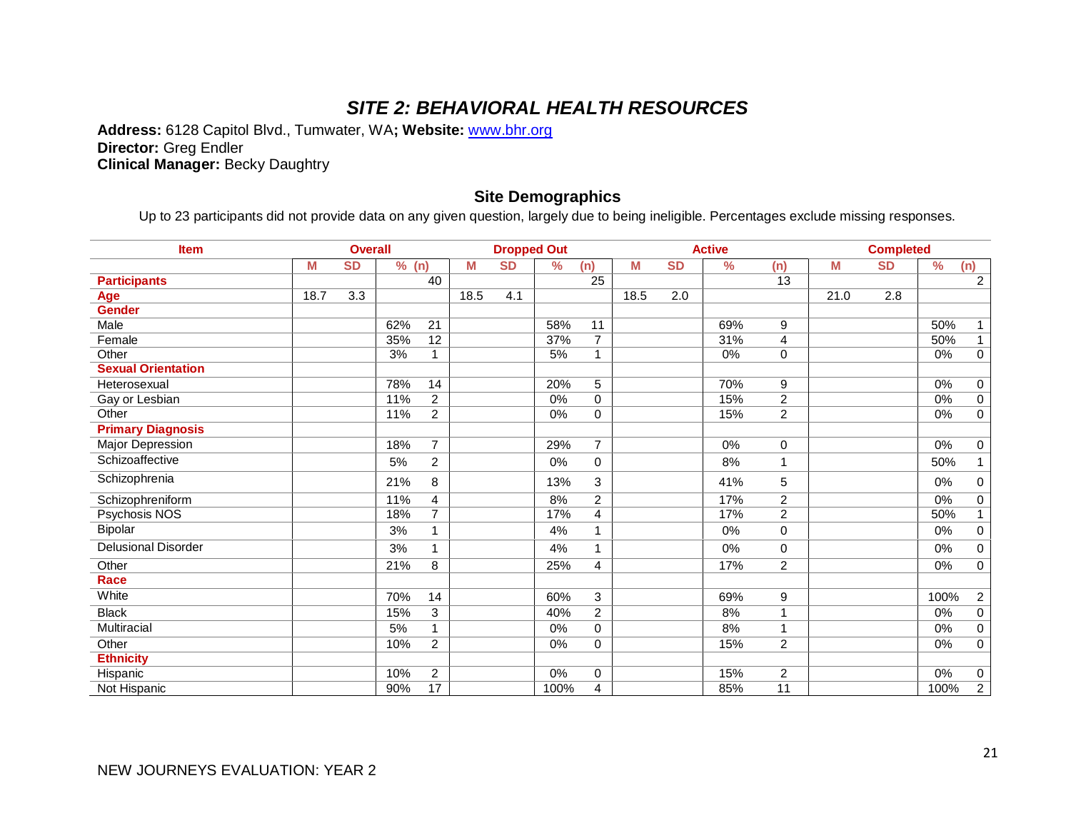# *SITE 2: BEHAVIORAL HEALTH RESOURCES*

**Address:** 6128 Capitol Blvd., Tumwater, WA**; Website:** [www.bhr.org](http://www.bhr.org)
**Director:** Greg Endler
**Clinical Manager:** Becky Daughtry

## Site Demographics

Up to 23 participants did not provide data on any given question, largely due to being ineligible. Percentages exclude missing responses.

| Item | Overall | | | | Dropped Out | | | | Active | | | | Completed | | | |
|---|---|---|---|---|---|---|---|---|---|---|---|---|---|---|---|---|
| | M | SD | % | (n) | M | SD | % | (n) | M | SD | % | (n) | M | SD | % | (n) |
| **Participants** | | | | 40 | | | | 25 | | | | 13 | | | | 2 |
| **Age** | 18.7 | 3.3 | | | 18.5 | 4.1 | | | 18.5 | 2.0 | | | 21.0 | 2.8 | | |
| **Gender** | | | | | | | | | | | | | | | | |
| Male | | | 62% | 21 | | | 58% | 11 | | | 69% | 9 | | | 50% | 1 |
| Female | | | 35% | 12 | | | 37% | 7 | | | 31% | 4 | | | 50% | 1 |
| Other | | | 3% | 1 | | | 5% | 1 | | | 0% | 0 | | | 0% | 0 |
| **Sexual Orientation** | | | | | | | | | | | | | | | | |
| Heterosexual | | | 78% | 14 | | | 20% | 5 | | | 70% | 9 | | | 0% | 0 |
| Gay or Lesbian | | | 11% | 2 | | | 0% | 0 | | | 15% | 2 | | | 0% | 0 |
| Other | | | 11% | 2 | | | 0% | 0 | | | 15% | 2 | | | 0% | 0 |
| **Primary Diagnosis** | | | | | | | | | | | | | | | | |
| Major Depression | | | 18% | 7 | | | 29% | 7 | | | 0% | 0 | | | 0% | 0 |
| Schizoaffective | | | 5% | 2 | | | 0% | 0 | | | 8% | 1 | | | 50% | 1 |
| Schizophrenia | | | 21% | 8 | | | 13% | 3 | | | 41% | 5 | | | 0% | 0 |
| Schizophreniform | | | 11% | 4 | | | 8% | 2 | | | 17% | 2 | | | 0% | 0 |
| Psychosis NOS | | | 18% | 7 | | | 17% | 4 | | | 17% | 2 | | | 50% | 1 |
| Bipolar | | | 3% | 1 | | | 4% | 1 | | | 0% | 0 | | | 0% | 0 |
| Delusional Disorder | | | 3% | 1 | | | 4% | 1 | | | 0% | 0 | | | 0% | 0 |
| Other | | | 21% | 8 | | | 25% | 4 | | | 17% | 2 | | | 0% | 0 |
| **Race** | | | | | | | | | | | | | | | | |
| White | | | 70% | 14 | | | 60% | 3 | | | 69% | 9 | | | 100% | 2 |
| Black | | | 15% | 3 | | | 40% | 2 | | | 8% | 1 | | | 0% | 0 |
| Multiracial | | | 5% | 1 | | | 0% | 0 | | | 8% | 1 | | | 0% | 0 |
| Other | | | 10% | 2 | | | 0% | 0 | | | 15% | 2 | | | 0% | 0 |
| **Ethnicity** | | | | | | | | | | | | | | | | |
| Hispanic | | | 10% | 2 | | | 0% | 0 | | | 15% | 2 | | | 0% | 0 |
| Not Hispanic | | | 90% | 17 | | | 100% | 4 | | | 85% | 11 | | | 100% | 2 |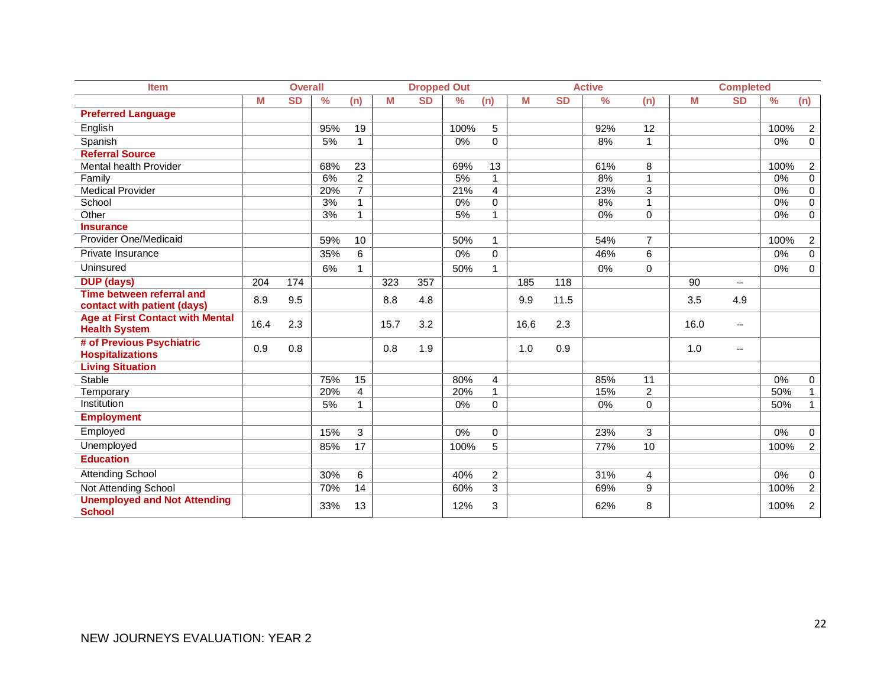| Item | Overall | | | | Dropped Out | | | | Active | | | | Completed | | | |
|---|---|---|---|---|---|---|---|---|---|---|---|---|---|---|---|---|
| | M | SD | % | (n) | M | SD | % | (n) | M | SD | % | (n) | M | SD | % | (n) |
| **Preferred Language** | | | | | | | | | | | | | | | | |
| English | | | 95% | 19 | | | 100% | 5 | | | 92% | 12 | | | 100% | 2 |
| Spanish | | | 5% | 1 | | | 0% | 0 | | | 8% | 1 | | | 0% | 0 |
| **Referral Source** | | | | | | | | | | | | | | | | |
| Mental health Provider | | | 68% | 23 | | | 69% | 13 | | | 61% | 8 | | | 100% | 2 |
| Family | | | 6% | 2 | | | 5% | 1 | | | 8% | 1 | | | 0% | 0 |
| Medical Provider | | | 20% | 7 | | | 21% | 4 | | | 23% | 3 | | | 0% | 0 |
| School | | | 3% | 1 | | | 0% | 0 | | | 8% | 1 | | | 0% | 0 |
| Other | | | 3% | 1 | | | 5% | 1 | | | 0% | 0 | | | 0% | 0 |
| **Insurance** | | | | | | | | | | | | | | | | |
| Provider One/Medicaid | | | 59% | 10 | | | 50% | 1 | | | 54% | 7 | | | 100% | 2 |
| Private Insurance | | | 35% | 6 | | | 0% | 0 | | | 46% | 6 | | | 0% | 0 |
| Uninsured | | | 6% | 1 | | | 50% | 1 | | | 0% | 0 | | | 0% | 0 |
| **DUP (days)** | 204 | 174 | | | 323 | 357 | | | 185 | 118 | | | 90 | -- | | |
| **Time between referral and contact with patient (days)** | 8.9 | 9.5 | | | 8.8 | 4.8 | | | 9.9 | 11.5 | | | 3.5 | 4.9 | | |
| **Age at First Contact with Mental Health System** | 16.4 | 2.3 | | | 15.7 | 3.2 | | | 16.6 | 2.3 | | | 16.0 | -- | | |
| **# of Previous Psychiatric Hospitalizations** | 0.9 | 0.8 | | | 0.8 | 1.9 | | | 1.0 | 0.9 | | | 1.0 | -- | | |
| **Living Situation** | | | | | | | | | | | | | | | | |
| Stable | | | 75% | 15 | | | 80% | 4 | | | 85% | 11 | | | 0% | 0 |
| Temporary | | | 20% | 4 | | | 20% | 1 | | | 15% | 2 | | | 50% | 1 |
| Institution | | | 5% | 1 | | | 0% | 0 | | | 0% | 0 | | | 50% | 1 |
| **Employment** | | | | | | | | | | | | | | | | |
| Employed | | | 15% | 3 | | | 0% | 0 | | | 23% | 3 | | | 0% | 0 |
| Unemployed | | | 85% | 17 | | | 100% | 5 | | | 77% | 10 | | | 100% | 2 |
| **Education** | | | | | | | | | | | | | | | | |
| Attending School | | | 30% | 6 | | | 40% | 2 | | | 31% | 4 | | | 0% | 0 |
| Not Attending School | | | 70% | 14 | | | 60% | 3 | | | 69% | 9 | | | 100% | 2 |
| **Unemployed and Not Attending School** | | | 33% | 13 | | | 12% | 3 | | | 62% | 8 | | | 100% | 2 |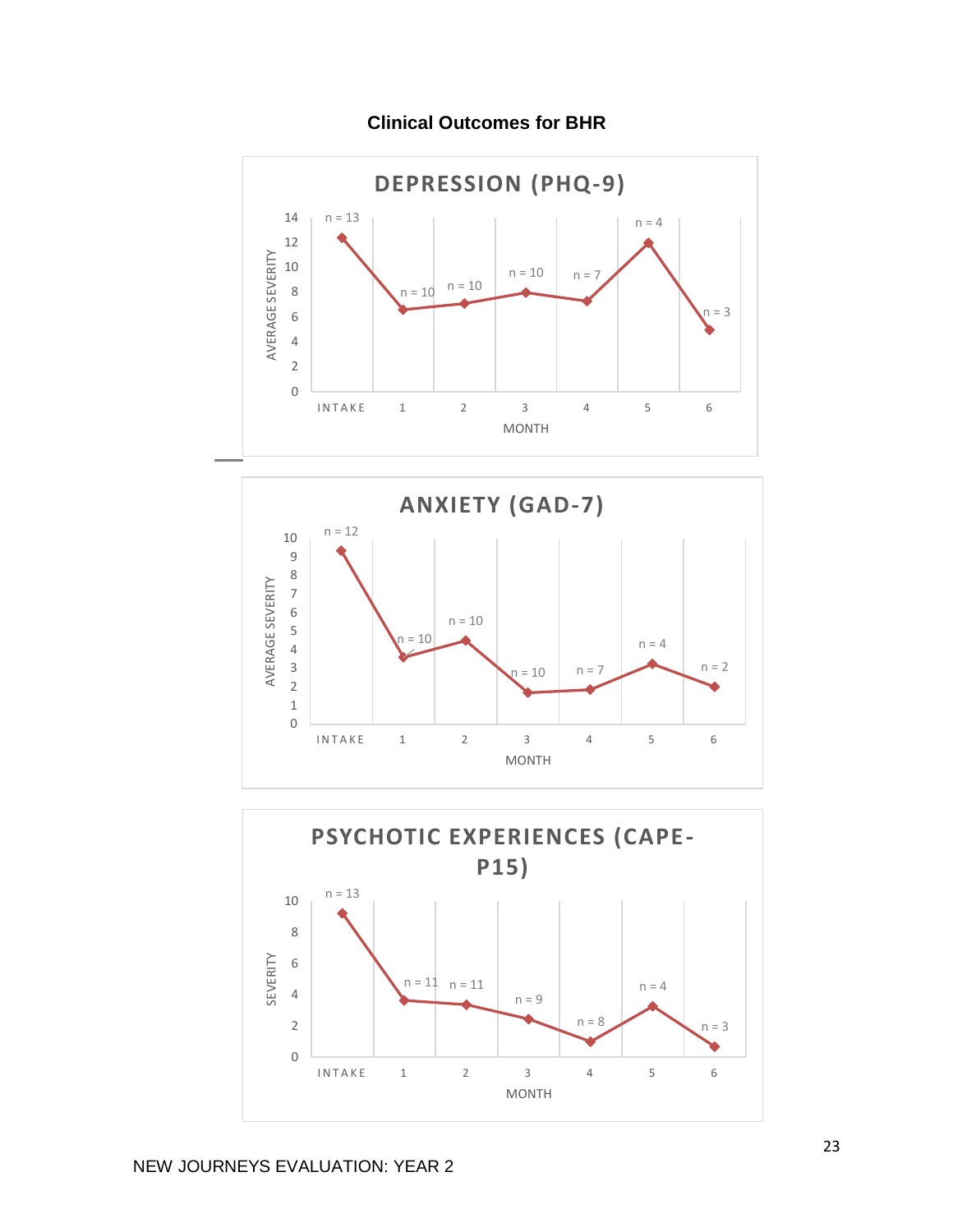**Clinical Outcomes for BHR**

DEPRESSION (PHQ-9)

| Month | INTAKE | 1 | 2 | 3 | 4 | 5 | 6 |
|---|---|---|---|---|---|---|---|
| n | n = 13 | n = 10 | n = 10 | n = 10 | n = 7 | n = 4 | n = 3 |

ANXIETY (GAD-7)

| Month | INTAKE | 1 | 2 | 3 | 4 | 5 | 6 |
|---|---|---|---|---|---|---|---|
| n | n = 12 | n = 10 | n = 10 | n = 10 | n = 7 | n = 4 | n = 2 |

PSYCHOTIC EXPERIENCES (CAPE-P15)

| Month | INTAKE | 1 | 2 | 3 | 4 | 5 | 6 |
|---|---|---|---|---|---|---|---|
| n | n = 13 | n = 11 | n = 11 | n = 9 | n = 8 | n = 4 | n = 3 |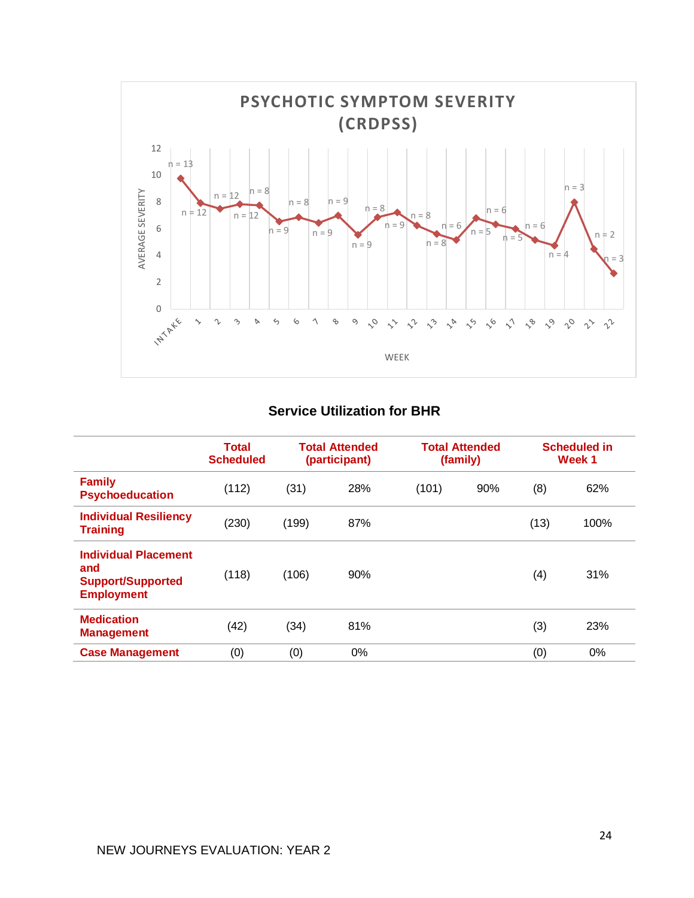**PSYCHOTIC SYMPTOM SEVERITY (CRDPSS)**

| Week | Average Severity (approx.) | n |
|---|---|---|
| Intake | ~9.8 | 13 |
| 1 | ~7.9 | 12 |
| 2 | ~7.5 | 12 |
| 3 | ~7.8 | 12 |
| 4 | ~7.7 | 8 |
| 5 | ~6.6 | 9 |
| 6 | ~6.9 | 8 |
| 7 | ~6.5 | 9 |
| 8 | ~7.0 | 9 |
| 9 | ~5.5 | 9 |
| 10 | ~6.9 | 8 |
| 11 | ~7.2 | 9 |
| 12 | ~6.3 | 8 |
| 13 | ~5.6 | 8 |
| 14 | ~5.2 | 6 |
| 15 | ~6.8 | 5 |
| 16 | ~6.3 | 6 |
| 17 | ~6.0 | 5 |
| 18 | ~5.2 | 6 |
| 19 | ~4.8 | 4 |
| 20 | ~8.0 | 3 |
| 21 | ~4.5 | 2 |
| 22 | ~2.7 | 3 |

### Service Utilization for BHR

| | Total Scheduled | Total Attended (participant) | | Total Attended (family) | | Scheduled in Week 1 | |
|---|---|---|---|---|---|---|---|
| **Family Psychoeducation** | (112) | (31) | 28% | (101) | 90% | (8) | 62% |
| **Individual Resiliency Training** | (230) | (199) | 87% | | | (13) | 100% |
| **Individual Placement and Support/Supported Employment** | (118) | (106) | 90% | | | (4) | 31% |
| **Medication Management** | (42) | (34) | 81% | | | (3) | 23% |
| **Case Management** | (0) | (0) | 0% | | | (0) | 0% |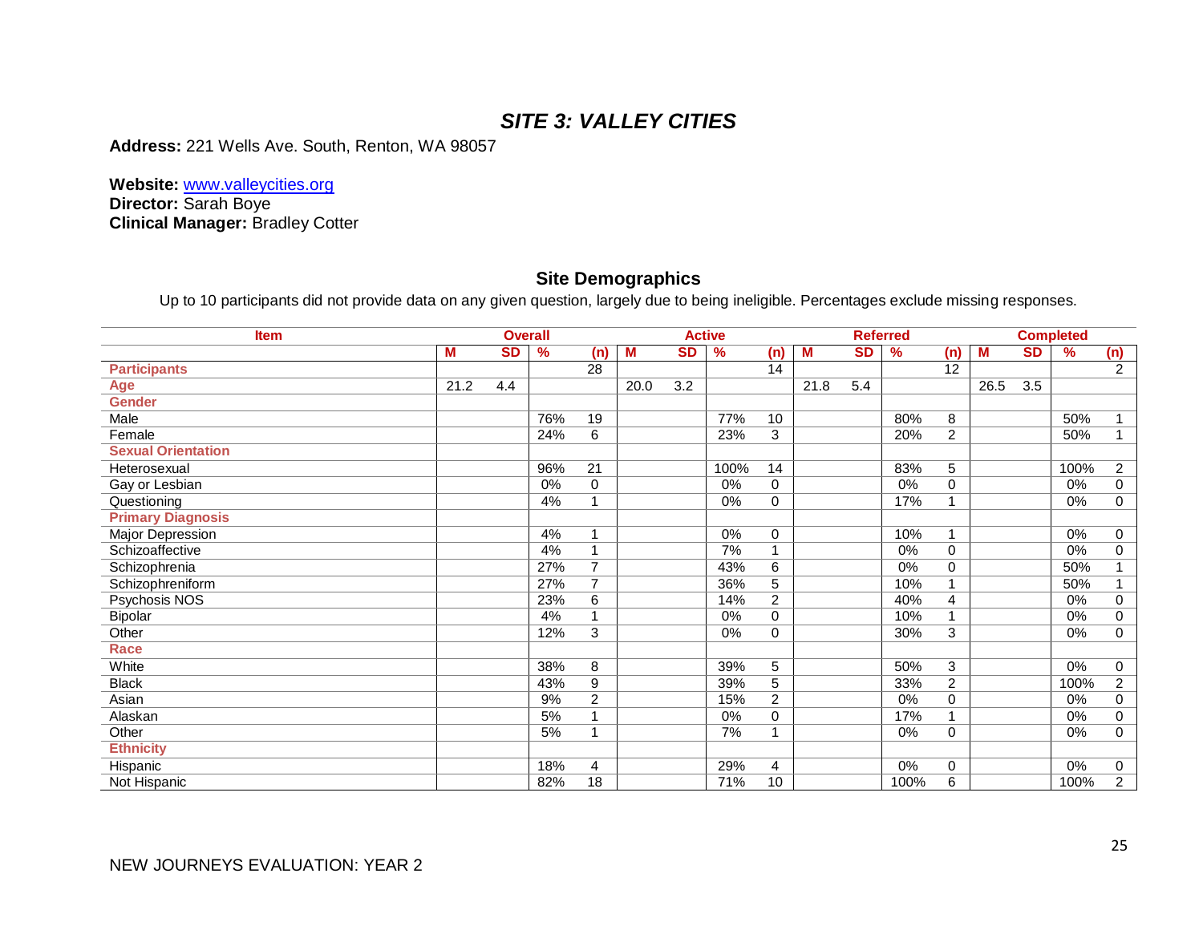## *SITE 3: VALLEY CITIES*

**Address:** 221 Wells Ave. South, Renton, WA 98057

**Website:** [www.valleycities.org](http://www.valleycities.org)
**Director:** Sarah Boye
**Clinical Manager:** Bradley Cotter

### Site Demographics

Up to 10 participants did not provide data on any given question, largely due to being ineligible. Percentages exclude missing responses.

| Item | Overall | | | | Active | | | | Referred | | | | Completed | | | |
|---|---|---|---|---|---|---|---|---|---|---|---|---|---|---|---|---|
| | M | SD | % | (n) | M | SD | % | (n) | M | SD | % | (n) | M | SD | % | (n) |
| **Participants** | | | | 28 | | | | 14 | | | | 12 | | | | 2 |
| **Age** | 21.2 | 4.4 | | | 20.0 | 3.2 | | | 21.8 | 5.4 | | | 26.5 | 3.5 | | |
| **Gender** | | | | | | | | | | | | | | | | |
| Male | | | 76% | 19 | | | 77% | 10 | | | 80% | 8 | | | 50% | 1 |
| Female | | | 24% | 6 | | | 23% | 3 | | | 20% | 2 | | | 50% | 1 |
| **Sexual Orientation** | | | | | | | | | | | | | | | | |
| Heterosexual | | | 96% | 21 | | | 100% | 14 | | | 83% | 5 | | | 100% | 2 |
| Gay or Lesbian | | | 0% | 0 | | | 0% | 0 | | | 0% | 0 | | | 0% | 0 |
| Questioning | | | 4% | 1 | | | 0% | 0 | | | 17% | 1 | | | 0% | 0 |
| **Primary Diagnosis** | | | | | | | | | | | | | | | | |
| Major Depression | | | 4% | 1 | | | 0% | 0 | | | 10% | 1 | | | 0% | 0 |
| Schizoaffective | | | 4% | 1 | | | 7% | 1 | | | 0% | 0 | | | 0% | 0 |
| Schizophrenia | | | 27% | 7 | | | 43% | 6 | | | 0% | 0 | | | 50% | 1 |
| Schizophreniform | | | 27% | 7 | | | 36% | 5 | | | 10% | 1 | | | 50% | 1 |
| Psychosis NOS | | | 23% | 6 | | | 14% | 2 | | | 40% | 4 | | | 0% | 0 |
| Bipolar | | | 4% | 1 | | | 0% | 0 | | | 10% | 1 | | | 0% | 0 |
| Other | | | 12% | 3 | | | 0% | 0 | | | 30% | 3 | | | 0% | 0 |
| **Race** | | | | | | | | | | | | | | | | |
| White | | | 38% | 8 | | | 39% | 5 | | | 50% | 3 | | | 0% | 0 |
| Black | | | 43% | 9 | | | 39% | 5 | | | 33% | 2 | | | 100% | 2 |
| Asian | | | 9% | 2 | | | 15% | 2 | | | 0% | 0 | | | 0% | 0 |
| Alaskan | | | 5% | 1 | | | 0% | 0 | | | 17% | 1 | | | 0% | 0 |
| Other | | | 5% | 1 | | | 7% | 1 | | | 0% | 0 | | | 0% | 0 |
| **Ethnicity** | | | | | | | | | | | | | | | | |
| Hispanic | | | 18% | 4 | | | 29% | 4 | | | 0% | 0 | | | 0% | 0 |
| Not Hispanic | | | 82% | 18 | | | 71% | 10 | | | 100% | 6 | | | 100% | 2 |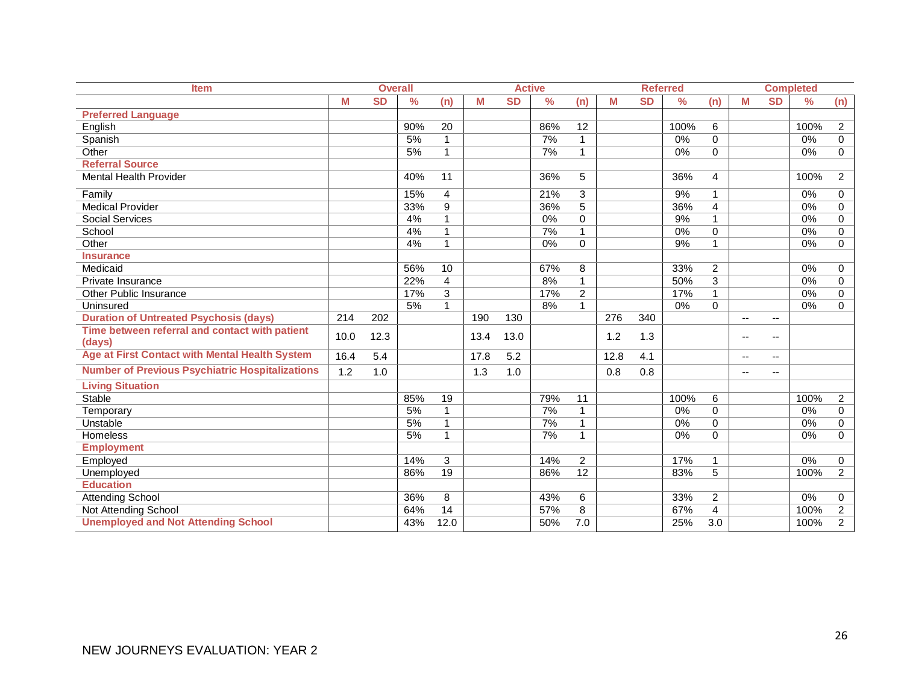| Item | Overall | | | | Active | | | | Referred | | | | Completed | | | |
|---|---|---|---|---|---|---|---|---|---|---|---|---|---|---|---|---|
| | M | SD | % | (n) | M | SD | % | (n) | M | SD | % | (n) | M | SD | % | (n) |
| **Preferred Language** | | | | | | | | | | | | | | | | |
| English | | | 90% | 20 | | | 86% | 12 | | | 100% | 6 | | | 100% | 2 |
| Spanish | | | 5% | 1 | | | 7% | 1 | | | 0% | 0 | | | 0% | 0 |
| Other | | | 5% | 1 | | | 7% | 1 | | | 0% | 0 | | | 0% | 0 |
| **Referral Source** | | | | | | | | | | | | | | | | |
| Mental Health Provider | | | 40% | 11 | | | 36% | 5 | | | 36% | 4 | | | 100% | 2 |
| Family | | | 15% | 4 | | | 21% | 3 | | | 9% | 1 | | | 0% | 0 |
| Medical Provider | | | 33% | 9 | | | 36% | 5 | | | 36% | 4 | | | 0% | 0 |
| Social Services | | | 4% | 1 | | | 0% | 0 | | | 9% | 1 | | | 0% | 0 |
| School | | | 4% | 1 | | | 7% | 1 | | | 0% | 0 | | | 0% | 0 |
| Other | | | 4% | 1 | | | 0% | 0 | | | 9% | 1 | | | 0% | 0 |
| **Insurance** | | | | | | | | | | | | | | | | |
| Medicaid | | | 56% | 10 | | | 67% | 8 | | | 33% | 2 | | | 0% | 0 |
| Private Insurance | | | 22% | 4 | | | 8% | 1 | | | 50% | 3 | | | 0% | 0 |
| Other Public Insurance | | | 17% | 3 | | | 17% | 2 | | | 17% | 1 | | | 0% | 0 |
| Uninsured | | | 5% | 1 | | | 8% | 1 | | | 0% | 0 | | | 0% | 0 |
| **Duration of Untreated Psychosis (days)** | 214 | 202 | | | 190 | 130 | | | 276 | 340 | | | -- | -- | | |
| **Time between referral and contact with patient (days)** | 10.0 | 12.3 | | | 13.4 | 13.0 | | | 1.2 | 1.3 | | | -- | -- | | |
| **Age at First Contact with Mental Health System** | 16.4 | 5.4 | | | 17.8 | 5.2 | | | 12.8 | 4.1 | | | -- | -- | | |
| **Number of Previous Psychiatric Hospitalizations** | 1.2 | 1.0 | | | 1.3 | 1.0 | | | 0.8 | 0.8 | | | -- | -- | | |
| **Living Situation** | | | | | | | | | | | | | | | | |
| Stable | | | 85% | 19 | | | 79% | 11 | | | 100% | 6 | | | 100% | 2 |
| Temporary | | | 5% | 1 | | | 7% | 1 | | | 0% | 0 | | | 0% | 0 |
| Unstable | | | 5% | 1 | | | 7% | 1 | | | 0% | 0 | | | 0% | 0 |
| Homeless | | | 5% | 1 | | | 7% | 1 | | | 0% | 0 | | | 0% | 0 |
| **Employment** | | | | | | | | | | | | | | | | |
| Employed | | | 14% | 3 | | | 14% | 2 | | | 17% | 1 | | | 0% | 0 |
| Unemployed | | | 86% | 19 | | | 86% | 12 | | | 83% | 5 | | | 100% | 2 |
| **Education** | | | | | | | | | | | | | | | | |
| Attending School | | | 36% | 8 | | | 43% | 6 | | | 33% | 2 | | | 0% | 0 |
| Not Attending School | | | 64% | 14 | | | 57% | 8 | | | 67% | 4 | | | 100% | 2 |
| **Unemployed and Not Attending School** | | | 43% | 12.0 | | | 50% | 7.0 | | | 25% | 3.0 | | | 100% | 2 |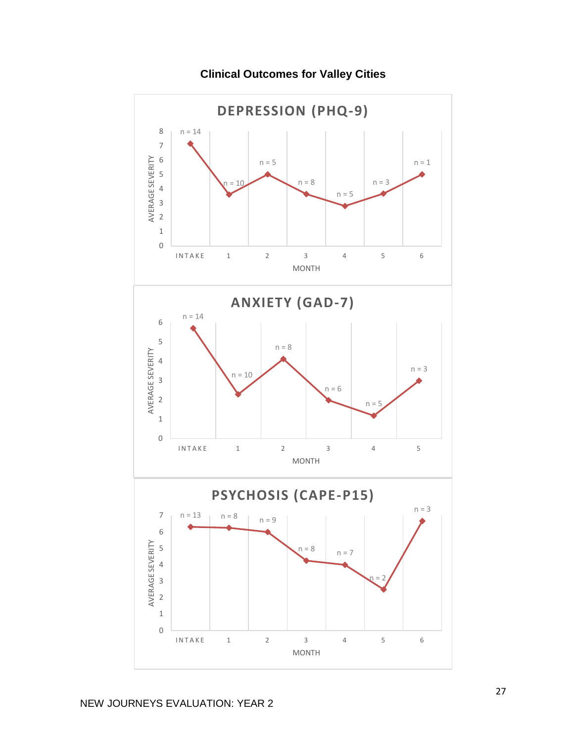**Clinical Outcomes for Valley Cities**

DEPRESSION (PHQ-9)

| Month | INTAKE | 1 | 2 | 3 | 4 | 5 | 6 |
|---|---|---|---|---|---|---|---|
| n | n = 14 | n = 10 | n = 5 | n = 8 | n = 5 | n = 3 | n = 1 |

AVERAGE SEVERITY / MONTH

ANXIETY (GAD-7)

| Month | INTAKE | 1 | 2 | 3 | 4 | 5 |
|---|---|---|---|---|---|---|
| n | n = 14 | n = 10 | n = 8 | n = 6 | n = 5 | n = 3 |

AVERAGE SEVERITY / MONTH

PSYCHOSIS (CAPE-P15)

| Month | INTAKE | 1 | 2 | 3 | 4 | 5 | 6 |
|---|---|---|---|---|---|---|---|
| n | n = 13 | n = 8 | n = 9 | n = 8 | n = 7 | n = 2 | n = 3 |

AVERAGE SEVERITY / MONTH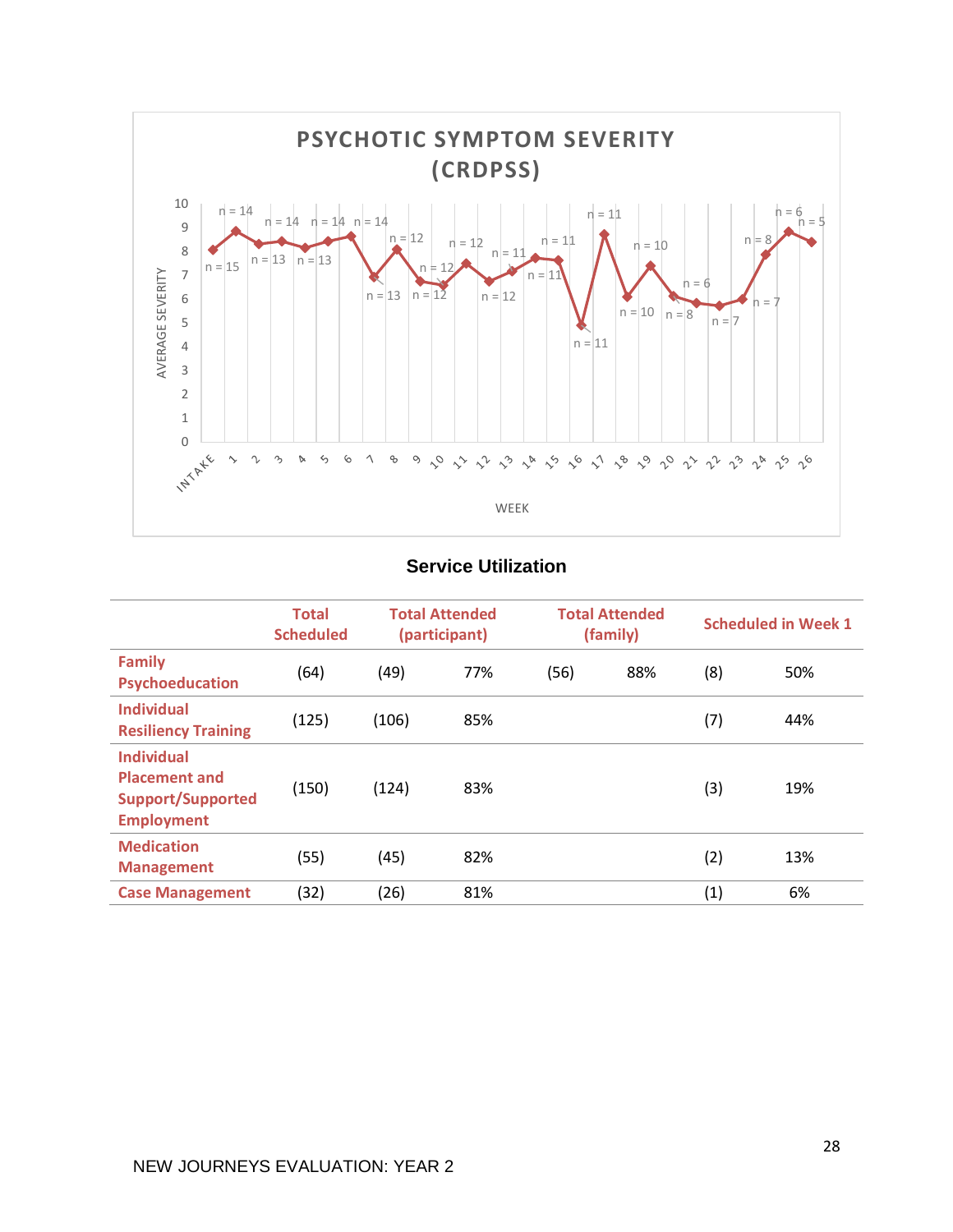**PSYCHOTIC SYMPTOM SEVERITY (CRDPSS)**

## Service Utilization

| | Total Scheduled | Total Attended (participant) | | Total Attended (family) | | Scheduled in Week 1 | |
|---|---|---|---|---|---|---|---|
| Family Psychoeducation | (64) | (49) | 77% | (56) | 88% | (8) | 50% |
| Individual Resiliency Training | (125) | (106) | 85% | | | (7) | 44% |
| Individual Placement and Support/Supported Employment | (150) | (124) | 83% | | | (3) | 19% |
| Medication Management | (55) | (45) | 82% | | | (2) | 13% |
| Case Management | (32) | (26) | 81% | | | (1) | 6% |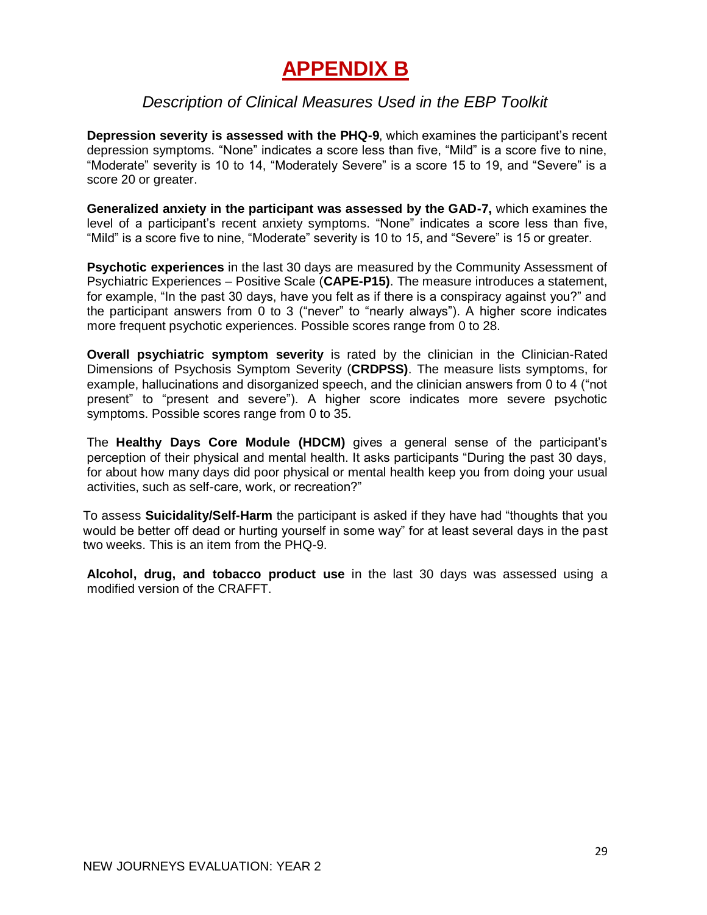# APPENDIX B

*Description of Clinical Measures Used in the EBP Toolkit*

**Depression severity is assessed with the PHQ-9**, which examines the participant's recent depression symptoms. "None" indicates a score less than five, "Mild" is a score five to nine, "Moderate" severity is 10 to 14, "Moderately Severe" is a score 15 to 19, and "Severe" is a score 20 or greater.

**Generalized anxiety in the participant was assessed by the GAD-7,** which examines the level of a participant's recent anxiety symptoms. "None" indicates a score less than five, "Mild" is a score five to nine, "Moderate" severity is 10 to 15, and "Severe" is 15 or greater.

**Psychotic experiences** in the last 30 days are measured by the Community Assessment of Psychiatric Experiences – Positive Scale (**CAPE-P15)**. The measure introduces a statement, for example, "In the past 30 days, have you felt as if there is a conspiracy against you?" and the participant answers from 0 to 3 ("never" to "nearly always"). A higher score indicates more frequent psychotic experiences. Possible scores range from 0 to 28.

**Overall psychiatric symptom severity** is rated by the clinician in the Clinician-Rated Dimensions of Psychosis Symptom Severity (**CRDPSS)**. The measure lists symptoms, for example, hallucinations and disorganized speech, and the clinician answers from 0 to 4 ("not present" to "present and severe"). A higher score indicates more severe psychotic symptoms. Possible scores range from 0 to 35.

The **Healthy Days Core Module (HDCM)** gives a general sense of the participant's perception of their physical and mental health. It asks participants "During the past 30 days, for about how many days did poor physical or mental health keep you from doing your usual activities, such as self-care, work, or recreation?"

To assess **Suicidality/Self-Harm** the participant is asked if they have had "thoughts that you would be better off dead or hurting yourself in some way" for at least several days in the past two weeks. This is an item from the PHQ-9.

**Alcohol, drug, and tobacco product use** in the last 30 days was assessed using a modified version of the CRAFFT.